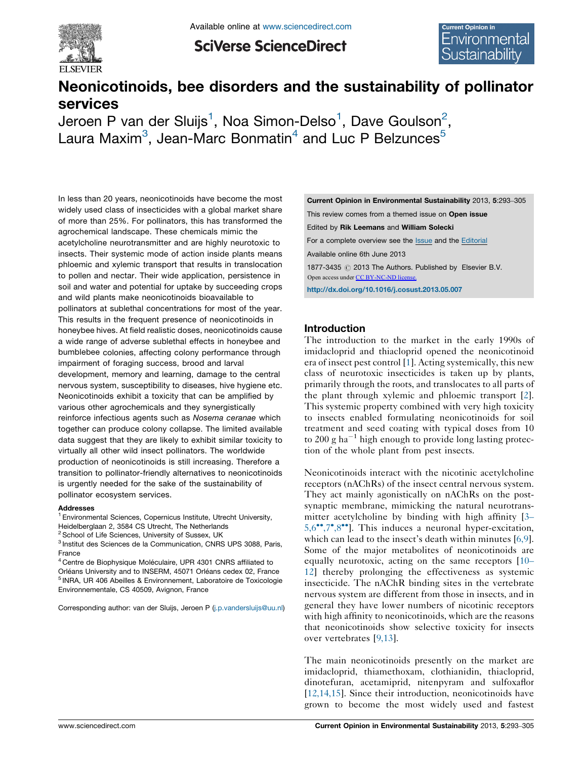# Neonicotinoids, bee disorders and the sustainability of pollinator services

Jeroen P van der Sluijs[1], Noa Simon-Delso[1], Dave Goulson[2], Laura Maxim[3], Jean-Marc Bonmatin[4] and Luc P Belzunces[5]

In less than 20 years, neonicotinoids have become the most widely used class of insecticides with a global market share of more than 25%. For pollinators, this has transformed the agrochemical landscape. These chemicals mimic the acetylcholine neurotransmitter and are highly neurotoxic to insects. Their systemic mode of action inside plants means phloemic and xylemic transport that results in translocation to pollen and nectar. Their wide application, persistence in soil and water and potential for uptake by succeeding crops and wild plants make neonicotinoids bioavailable to pollinators at sublethal concentrations for most of the year. This results in the frequent presence of neonicotinoids in honeybee hives. At field realistic doses, neonicotinoids cause a wide range of adverse sublethal effects in honeybee and bumblebee colonies, affecting colony performance through impairment of foraging success, brood and larval development, memory and learning, damage to the central nervous system, susceptibility to diseases, hive hygiene etc. Neonicotinoids exhibit a toxicity that can be amplified by various other agrochemicals and they synergistically reinforce infectious agents such as *Nosema ceranae* which together can produce colony collapse. The limited available data suggest that they are likely to exhibit similar toxicity to virtually all other wild insect pollinators. The worldwide production of neonicotinoids is still increasing. Therefore a transition to pollinator-friendly alternatives to neonicotinoids is urgently needed for the sake of the sustainability of pollinator ecosystem services.

**Addresses**

[1] Environmental Sciences, Copernicus Institute, Utrecht University, Heidelberglaan 2, 3584 CS Utrecht, The Netherlands
[2] School of Life Sciences, University of Sussex, UK
[3] Institut des Sciences de la Communication, CNRS UPS 3088, Paris, France
[4] Centre de Biophysique Moléculaire, UPR 4301 CNRS affiliated to Orléans University and to INSERM, 45071 Orléans cedex 02, France
[5] INRA, UR 406 Abeilles & Environnement, Laboratoire de Toxicologie Environnementale, CS 40509, Avignon, France

Corresponding author: van der Sluijs, Jeroen P (j.p.vandersluijs@uu.nl)

**Current Opinion in Environmental Sustainability** 2013, **5**:293–305

This review comes from a themed issue on **Open issue**

Edited by **Rik Leemans** and **William Solecki**

For a complete overview see the Issue and the Editorial

Available online 6th June 2013

1877-3435 © 2013 The Authors. Published by Elsevier B.V.
Open access under CC BY-NC-ND license.

http://dx.doi.org/10.1016/j.cosust.2013.05.007

## Introduction

The introduction to the market in the early 1990s of imidacloprid and thiacloprid opened the neonicotinoid era of insect pest control [1]. Acting systemically, this new class of neurotoxic insecticides is taken up by plants, primarily through the roots, and translocates to all parts of the plant through xylemic and phloemic transport [2]. This systemic property combined with very high toxicity to insects enabled formulating neonicotinoids for soil treatment and seed coating with typical doses from 10 to 200 g ha$^{-1}$ high enough to provide long lasting protection of the whole plant from pest insects.

Neonicotinoids interact with the nicotinic acetylcholine receptors (nAChRs) of the insect central nervous system. They act mainly agonistically on nAChRs on the post-synaptic membrane, mimicking the natural neurotransmitter acetylcholine by binding with high affinity [3–5,6••,7•,8••]. This induces a neuronal hyper-excitation, which can lead to the insect's death within minutes [6,9]. Some of the major metabolites of neonicotinoids are equally neurotoxic, acting on the same receptors [10–12] thereby prolonging the effectiveness as systemic insecticide. The nAChR binding sites in the vertebrate nervous system are different from those in insects, and in general they have lower numbers of nicotinic receptors with high affinity to neonicotinoids, which are the reasons that neonicotinoids show selective toxicity for insects over vertebrates [9,13].

The main neonicotinoids presently on the market are imidacloprid, thiamethoxam, clothianidin, thiacloprid, dinotefuran, acetamiprid, nitenpyram and sulfoxaflor [12,14,15]. Since their introduction, neonicotinoids have grown to become the most widely used and fastest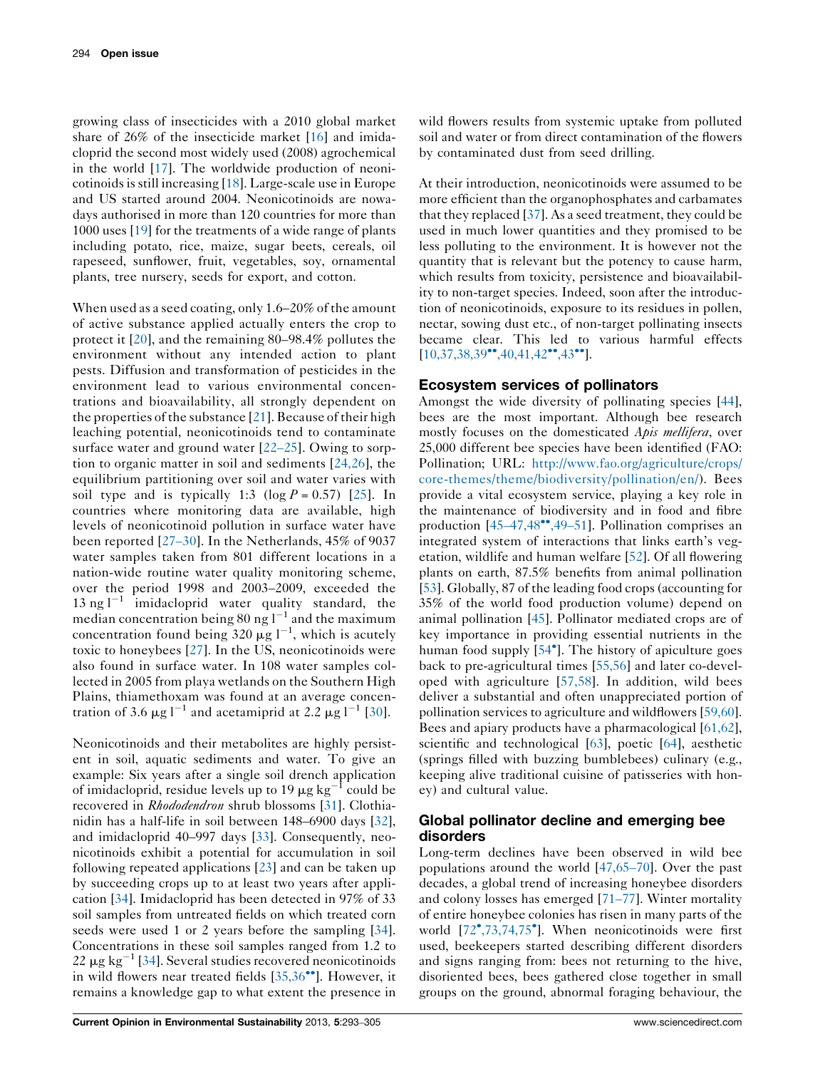growing class of insecticides with a 2010 global market share of 26% of the insecticide market [16] and imidacloprid the second most widely used (2008) agrochemical in the world [17]. The worldwide production of neonicotinoids is still increasing [18]. Large-scale use in Europe and US started around 2004. Neonicotinoids are nowadays authorised in more than 120 countries for more than 1000 uses [19] for the treatments of a wide range of plants including potato, rice, maize, sugar beets, cereals, oil rapeseed, sunflower, fruit, vegetables, soy, ornamental plants, tree nursery, seeds for export, and cotton.

When used as a seed coating, only 1.6–20% of the amount of active substance applied actually enters the crop to protect it [20], and the remaining 80–98.4% pollutes the environment without any intended action to plant pests. Diffusion and transformation of pesticides in the environment lead to various environmental concentrations and bioavailability, all strongly dependent on the properties of the substance [21]. Because of their high leaching potential, neonicotinoids tend to contaminate surface water and ground water [22–25]. Owing to sorption to organic matter in soil and sediments [24,26], the equilibrium partitioning over soil and water varies with soil type and is typically 1:3 ($\log P = 0.57$) [25]. In countries where monitoring data are available, high levels of neonicotinoid pollution in surface water have been reported [27–30]. In the Netherlands, 45% of 9037 water samples taken from 801 different locations in a nation-wide routine water quality monitoring scheme, over the period 1998 and 2003–2009, exceeded the 13 ng $l^{-1}$ imidacloprid water quality standard, the median concentration being 80 ng $l^{-1}$ and the maximum concentration found being 320 $\mu$g $l^{-1}$, which is acutely toxic to honeybees [27]. In the US, neonicotinoids were also found in surface water. In 108 water samples collected in 2005 from playa wetlands on the Southern High Plains, thiamethoxam was found at an average concentration of 3.6 $\mu$g $l^{-1}$ and acetamiprid at 2.2 $\mu$g $l^{-1}$ [30].

Neonicotinoids and their metabolites are highly persistent in soil, aquatic sediments and water. To give an example: Six years after a single soil drench application of imidacloprid, residue levels up to 19 $\mu$g $kg^{-1}$ could be recovered in *Rhododendron* shrub blossoms [31]. Clothianidin has a half-life in soil between 148–6900 days [32], and imidacloprid 40–997 days [33]. Consequently, neonicotinoids exhibit a potential for accumulation in soil following repeated applications [23] and can be taken up by succeeding crops up to at least two years after application [34]. Imidacloprid has been detected in 97% of 33 soil samples from untreated fields on which treated corn seeds were used 1 or 2 years before the sampling [34]. Concentrations in these soil samples ranged from 1.2 to 22 $\mu$g $kg^{-1}$ [34]. Several studies recovered neonicotinoids in wild flowers near treated fields [35,36••]. However, it remains a knowledge gap to what extent the presence in wild flowers results from systemic uptake from polluted soil and water or from direct contamination of the flowers by contaminated dust from seed drilling.

At their introduction, neonicotinoids were assumed to be more efficient than the organophosphates and carbamates that they replaced [37]. As a seed treatment, they could be used in much lower quantities and they promised to be less polluting to the environment. It is however not the quantity that is relevant but the potency to cause harm, which results from toxicity, persistence and bioavailability to non-target species. Indeed, soon after the introduction of neonicotinoids, exposure to its residues in pollen, nectar, sowing dust etc., of non-target pollinating insects became clear. This led to various harmful effects [10,37,38,39••,40,41,42••,43••].

## Ecosystem services of pollinators

Amongst the wide diversity of pollinating species [44], bees are the most important. Although bee research mostly focuses on the domesticated *Apis mellifera*, over 25,000 different bee species have been identified (FAO: Pollination; URL: http://www.fao.org/agriculture/crops/core-themes/theme/biodiversity/pollination/en/). Bees provide a vital ecosystem service, playing a key role in the maintenance of biodiversity and in food and fibre production [45–47,48••,49–51]. Pollination comprises an integrated system of interactions that links earth's vegetation, wildlife and human welfare [52]. Of all flowering plants on earth, 87.5% benefits from animal pollination [53]. Globally, 87 of the leading food crops (accounting for 35% of the world food production volume) depend on animal pollination [45]. Pollinator mediated crops are of key importance in providing essential nutrients in the human food supply [54•]. The history of apiculture goes back to pre-agricultural times [55,56] and later co-developed with agriculture [57,58]. In addition, wild bees deliver a substantial and often unappreciated portion of pollination services to agriculture and wildflowers [59,60]. Bees and apiary products have a pharmacological [61,62], scientific and technological [63], poetic [64], aesthetic (springs filled with buzzing bumblebees) culinary (e.g., keeping alive traditional cuisine of patisseries with honey) and cultural value.

## Global pollinator decline and emerging bee disorders

Long-term declines have been observed in wild bee populations around the world [47,65–70]. Over the past decades, a global trend of increasing honeybee disorders and colony losses has emerged [71–77]. Winter mortality of entire honeybee colonies has risen in many parts of the world [72•,73,74,75•]. When neonicotinoids were first used, beekeepers started describing different disorders and signs ranging from: bees not returning to the hive, disoriented bees, bees gathered close together in small groups on the ground, abnormal foraging behaviour, the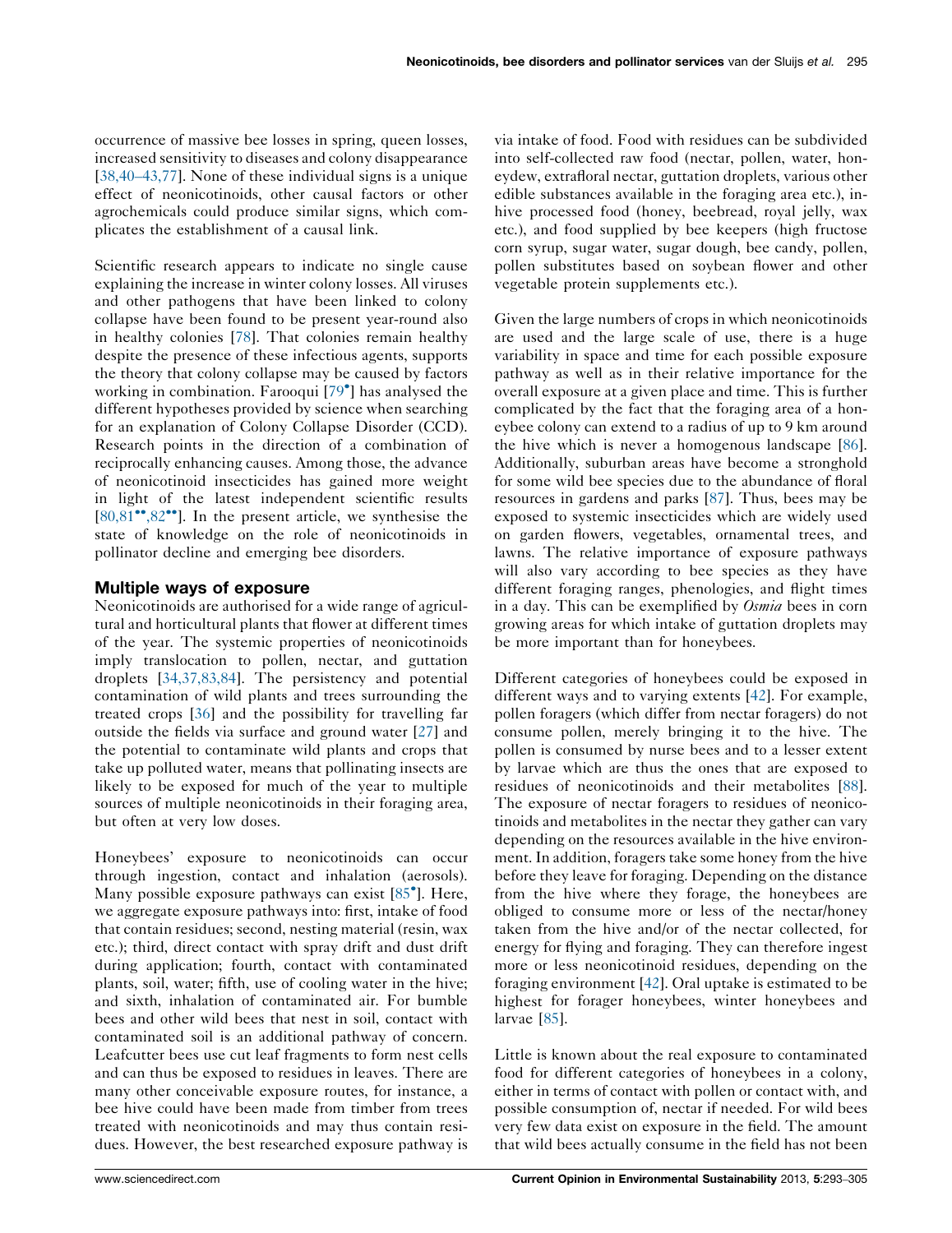occurrence of massive bee losses in spring, queen losses, increased sensitivity to diseases and colony disappearance [38,40–43,77]. None of these individual signs is a unique effect of neonicotinoids, other causal factors or other agrochemicals could produce similar signs, which complicates the establishment of a causal link.

Scientific research appears to indicate no single cause explaining the increase in winter colony losses. All viruses and other pathogens that have been linked to colony collapse have been found to be present year-round also in healthy colonies [78]. That colonies remain healthy despite the presence of these infectious agents, supports the theory that colony collapse may be caused by factors working in combination. Farooqui [79•] has analysed the different hypotheses provided by science when searching for an explanation of Colony Collapse Disorder (CCD). Research points in the direction of a combination of reciprocally enhancing causes. Among those, the advance of neonicotinoid insecticides has gained more weight in light of the latest independent scientific results [80,81••,82••]. In the present article, we synthesise the state of knowledge on the role of neonicotinoids in pollinator decline and emerging bee disorders.

## Multiple ways of exposure

Neonicotinoids are authorised for a wide range of agricultural and horticultural plants that flower at different times of the year. The systemic properties of neonicotinoids imply translocation to pollen, nectar, and guttation droplets [34,37,83,84]. The persistency and potential contamination of wild plants and trees surrounding the treated crops [36] and the possibility for travelling far outside the fields via surface and ground water [27] and the potential to contaminate wild plants and crops that take up polluted water, means that pollinating insects are likely to be exposed for much of the year to multiple sources of multiple neonicotinoids in their foraging area, but often at very low doses.

Honeybees' exposure to neonicotinoids can occur through ingestion, contact and inhalation (aerosols). Many possible exposure pathways can exist [85•]. Here, we aggregate exposure pathways into: first, intake of food that contain residues; second, nesting material (resin, wax etc.); third, direct contact with spray drift and dust drift during application; fourth, contact with contaminated plants, soil, water; fifth, use of cooling water in the hive; and sixth, inhalation of contaminated air. For bumble bees and other wild bees that nest in soil, contact with contaminated soil is an additional pathway of concern. Leafcutter bees use cut leaf fragments to form nest cells and can thus be exposed to residues in leaves. There are many other conceivable exposure routes, for instance, a bee hive could have been made from timber from trees treated with neonicotinoids and may thus contain residues. However, the best researched exposure pathway is via intake of food. Food with residues can be subdivided into self-collected raw food (nectar, pollen, water, honeydew, extrafloral nectar, guttation droplets, various other edible substances available in the foraging area etc.), in-hive processed food (honey, beebread, royal jelly, wax etc.), and food supplied by bee keepers (high fructose corn syrup, sugar water, sugar dough, bee candy, pollen, pollen substitutes based on soybean flower and other vegetable protein supplements etc.).

Given the large numbers of crops in which neonicotinoids are used and the large scale of use, there is a huge variability in space and time for each possible exposure pathway as well as in their relative importance for the overall exposure at a given place and time. This is further complicated by the fact that the foraging area of a honeybee colony can extend to a radius of up to 9 km around the hive which is never a homogenous landscape [86]. Additionally, suburban areas have become a stronghold for some wild bee species due to the abundance of floral resources in gardens and parks [87]. Thus, bees may be exposed to systemic insecticides which are widely used on garden flowers, vegetables, ornamental trees, and lawns. The relative importance of exposure pathways will also vary according to bee species as they have different foraging ranges, phenologies, and flight times in a day. This can be exemplified by *Osmia* bees in corn growing areas for which intake of guttation droplets may be more important than for honeybees.

Different categories of honeybees could be exposed in different ways and to varying extents [42]. For example, pollen foragers (which differ from nectar foragers) do not consume pollen, merely bringing it to the hive. The pollen is consumed by nurse bees and to a lesser extent by larvae which are thus the ones that are exposed to residues of neonicotinoids and their metabolites [88]. The exposure of nectar foragers to residues of neonicotinoids and metabolites in the nectar they gather can vary depending on the resources available in the hive environment. In addition, foragers take some honey from the hive before they leave for foraging. Depending on the distance from the hive where they forage, the honeybees are obliged to consume more or less of the nectar/honey taken from the hive and/or of the nectar collected, for energy for flying and foraging. They can therefore ingest more or less neonicotinoid residues, depending on the foraging environment [42]. Oral uptake is estimated to be highest for forager honeybees, winter honeybees and larvae [85].

Little is known about the real exposure to contaminated food for different categories of honeybees in a colony, either in terms of contact with pollen or contact with, and possible consumption of, nectar if needed. For wild bees very few data exist on exposure in the field. The amount that wild bees actually consume in the field has not been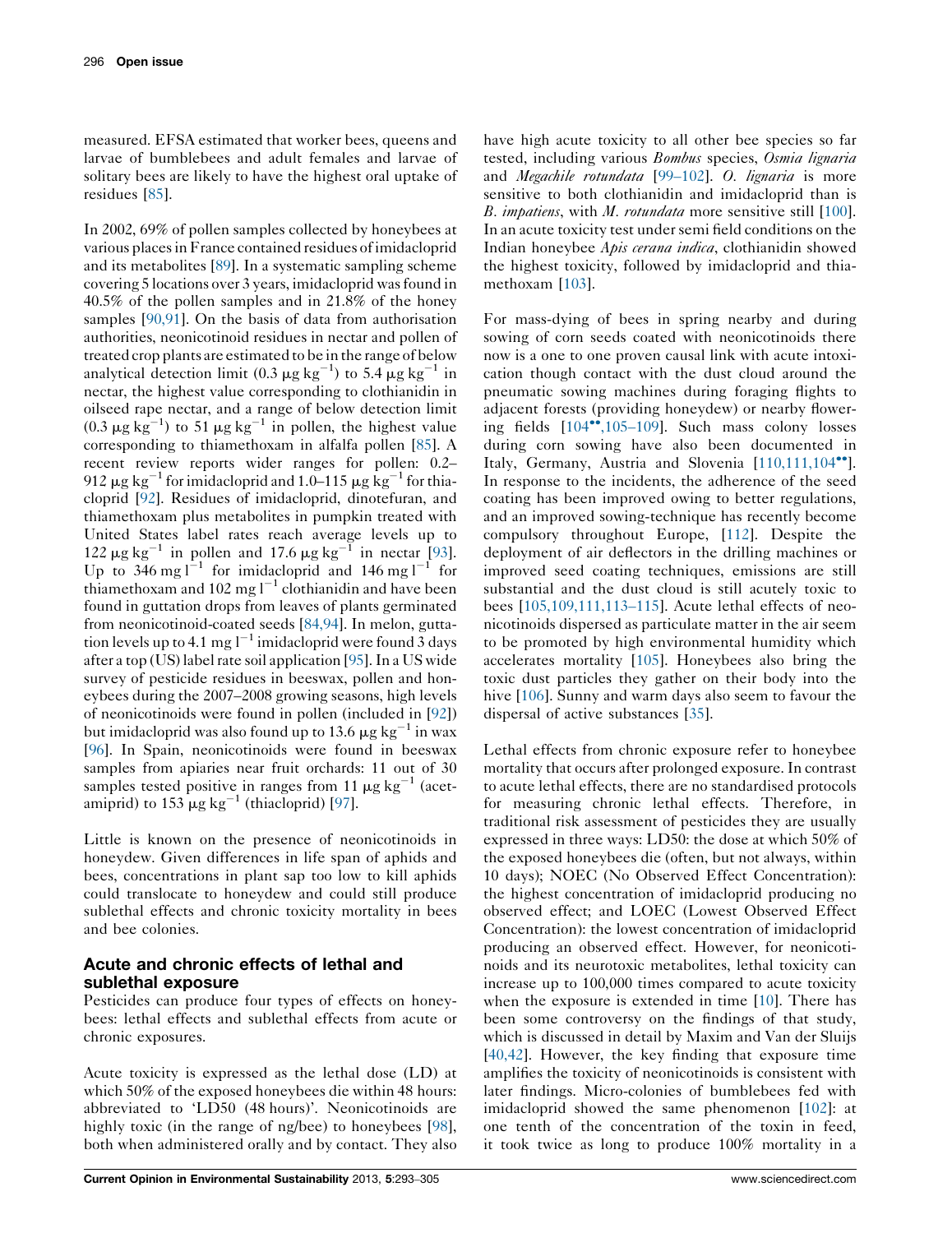measured. EFSA estimated that worker bees, queens and larvae of bumblebees and adult females and larvae of solitary bees are likely to have the highest oral uptake of residues [85].

In 2002, 69% of pollen samples collected by honeybees at various places in France contained residues of imidacloprid and its metabolites [89]. In a systematic sampling scheme covering 5 locations over 3 years, imidacloprid was found in 40.5% of the pollen samples and in 21.8% of the honey samples [90,91]. On the basis of data from authorisation authorities, neonicotinoid residues in nectar and pollen of treated crop plants are estimated to be in the range of below analytical detection limit (0.3 $\mu g\ kg^{-1}$) to 5.4 $\mu g\ kg^{-1}$ in nectar, the highest value corresponding to clothianidin in oilseed rape nectar, and a range of below detection limit (0.3 $\mu g\ kg^{-1}$) to 51 $\mu g\ kg^{-1}$ in pollen, the highest value corresponding to thiamethoxam in alfalfa pollen [85]. A recent review reports wider ranges for pollen: 0.2–912 $\mu g\ kg^{-1}$ for imidacloprid and 1.0–115 $\mu g\ kg^{-1}$ for thiacloprid [92]. Residues of imidacloprid, dinotefuran, and thiamethoxam plus metabolites in pumpkin treated with United States label rates reach average levels up to 122 $\mu g\ kg^{-1}$ in pollen and 17.6 $\mu g\ kg^{-1}$ in nectar [93]. Up to 346 $mg\ l^{-1}$ for imidacloprid and 146 $mg\ l^{-1}$ for thiamethoxam and 102 $mg\ l^{-1}$ clothianidin and have been found in guttation drops from leaves of plants germinated from neonicotinoid-coated seeds [84,94]. In melon, guttation levels up to 4.1 $mg\ l^{-1}$ imidacloprid were found 3 days after a top (US) label rate soil application [95]. In a US wide survey of pesticide residues in beeswax, pollen and honeybees during the 2007–2008 growing seasons, high levels of neonicotinoids were found in pollen (included in [92]) but imidacloprid was also found up to 13.6 $\mu g\ kg^{-1}$ in wax [96]. In Spain, neonicotinoids were found in beeswax samples from apiaries near fruit orchards: 11 out of 30 samples tested positive in ranges from 11 $\mu g\ kg^{-1}$ (acetamiprid) to 153 $\mu g\ kg^{-1}$ (thiacloprid) [97].

Little is known on the presence of neonicotinoids in honeydew. Given differences in life span of aphids and bees, concentrations in plant sap too low to kill aphids could translocate to honeydew and could still produce sublethal effects and chronic toxicity mortality in bees and bee colonies.

## Acute and chronic effects of lethal and sublethal exposure

Pesticides can produce four types of effects on honeybees: lethal effects and sublethal effects from acute or chronic exposures.

Acute toxicity is expressed as the lethal dose (LD) at which 50% of the exposed honeybees die within 48 hours: abbreviated to 'LD50 (48 hours)'. Neonicotinoids are highly toxic (in the range of ng/bee) to honeybees [98], both when administered orally and by contact. They also have high acute toxicity to all other bee species so far tested, including various *Bombus* species, *Osmia lignaria* and *Megachile rotundata* [99–102]. *O. lignaria* is more sensitive to both clothianidin and imidacloprid than is *B. impatiens*, with *M. rotundata* more sensitive still [100]. In an acute toxicity test under semi field conditions on the Indian honeybee *Apis cerana indica*, clothianidin showed the highest toxicity, followed by imidacloprid and thiamethoxam [103].

For mass-dying of bees in spring nearby and during sowing of corn seeds coated with neonicotinoids there now is a one to one proven causal link with acute intoxication though contact with the dust cloud around the pneumatic sowing machines during foraging flights to adjacent forests (providing honeydew) or nearby flowering fields [104••,105–109]. Such mass colony losses during corn sowing have also been documented in Italy, Germany, Austria and Slovenia [110,111,104••]. In response to the incidents, the adherence of the seed coating has been improved owing to better regulations, and an improved sowing-technique has recently become compulsory throughout Europe, [112]. Despite the deployment of air deflectors in the drilling machines or improved seed coating techniques, emissions are still substantial and the dust cloud is still acutely toxic to bees [105,109,111,113–115]. Acute lethal effects of neonicotinoids dispersed as particulate matter in the air seem to be promoted by high environmental humidity which accelerates mortality [105]. Honeybees also bring the toxic dust particles they gather on their body into the hive [106]. Sunny and warm days also seem to favour the dispersal of active substances [35].

Lethal effects from chronic exposure refer to honeybee mortality that occurs after prolonged exposure. In contrast to acute lethal effects, there are no standardised protocols for measuring chronic lethal effects. Therefore, in traditional risk assessment of pesticides they are usually expressed in three ways: LD50: the dose at which 50% of the exposed honeybees die (often, but not always, within 10 days); NOEC (No Observed Effect Concentration): the highest concentration of imidacloprid producing no observed effect; and LOEC (Lowest Observed Effect Concentration): the lowest concentration of imidacloprid producing an observed effect. However, for neonicotinoids and its neurotoxic metabolites, lethal toxicity can increase up to 100,000 times compared to acute toxicity when the exposure is extended in time [10]. There has been some controversy on the findings of that study, which is discussed in detail by Maxim and Van der Sluijs [40,42]. However, the key finding that exposure time amplifies the toxicity of neonicotinoids is consistent with later findings. Micro-colonies of bumblebees fed with imidacloprid showed the same phenomenon [102]: at one tenth of the concentration of the toxin in feed, it took twice as long to produce 100% mortality in a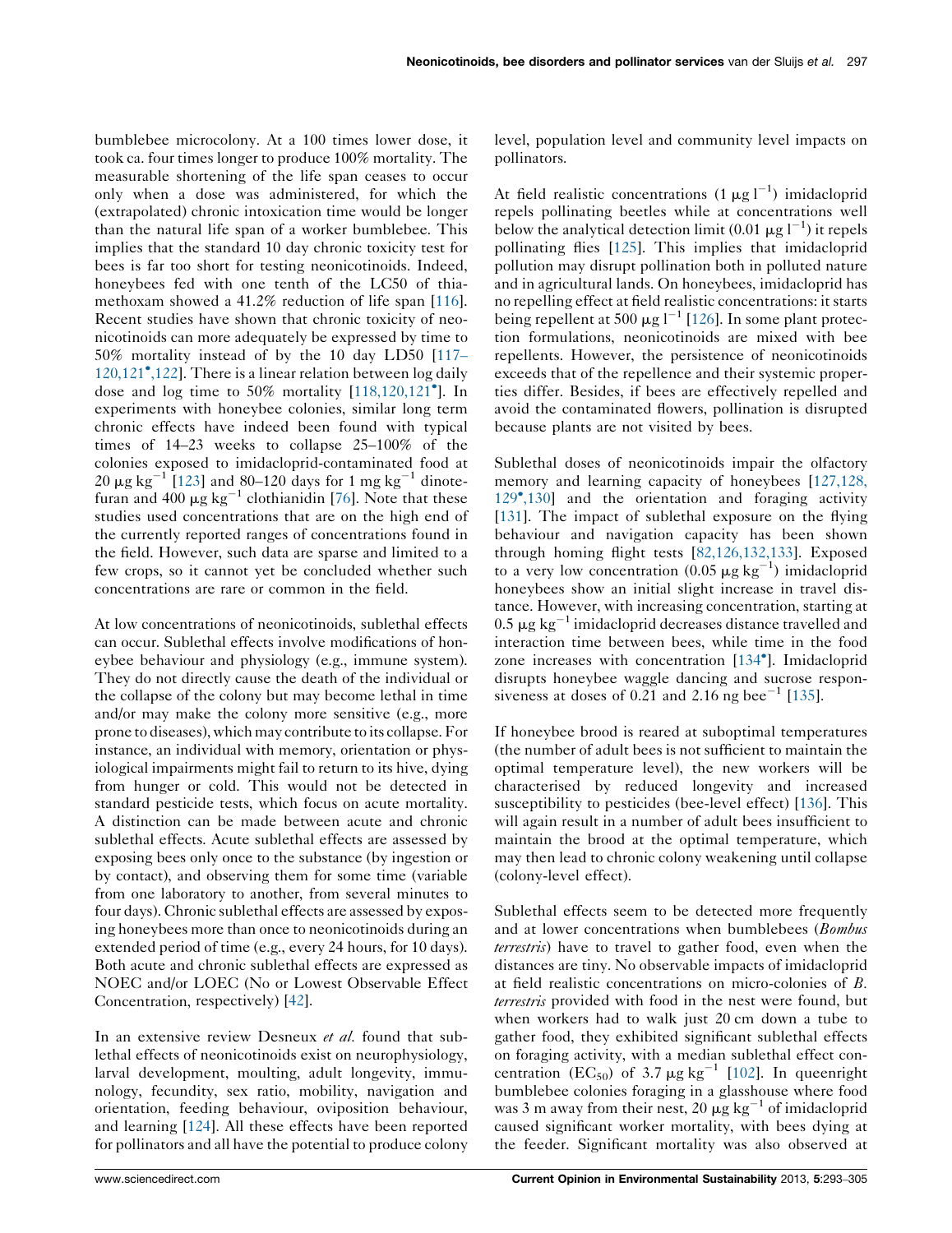bumblebee microcolony. At a 100 times lower dose, it took ca. four times longer to produce 100% mortality. The measurable shortening of the life span ceases to occur only when a dose was administered, for which the (extrapolated) chronic intoxication time would be longer than the natural life span of a worker bumblebee. This implies that the standard 10 day chronic toxicity test for bees is far too short for testing neonicotinoids. Indeed, honeybees fed with one tenth of the LC50 of thiamethoxam showed a 41.2% reduction of life span [116]. Recent studies have shown that chronic toxicity of neonicotinoids can more adequately be expressed by time to 50% mortality instead of by the 10 day LD50 [117–120,121•,122]. There is a linear relation between log daily dose and log time to 50% mortality [118,120,121•]. In experiments with honeybee colonies, similar long term chronic effects have indeed been found with typical times of 14–23 weeks to collapse 25–100% of the colonies exposed to imidacloprid-contaminated food at 20 $\mu g\ kg^{-1}$ [123] and 80–120 days for 1 $mg\ kg^{-1}$ dinotefuran and 400 $\mu g\ kg^{-1}$ clothianidin [76]. Note that these studies used concentrations that are on the high end of the currently reported ranges of concentrations found in the field. However, such data are sparse and limited to a few crops, so it cannot yet be concluded whether such concentrations are rare or common in the field.

At low concentrations of neonicotinoids, sublethal effects can occur. Sublethal effects involve modifications of honeybee behaviour and physiology (e.g., immune system). They do not directly cause the death of the individual or the collapse of the colony but may become lethal in time and/or may make the colony more sensitive (e.g., more prone to diseases), which may contribute to its collapse. For instance, an individual with memory, orientation or physiological impairments might fail to return to its hive, dying from hunger or cold. This would not be detected in standard pesticide tests, which focus on acute mortality. A distinction can be made between acute and chronic sublethal effects. Acute sublethal effects are assessed by exposing bees only once to the substance (by ingestion or by contact), and observing them for some time (variable from one laboratory to another, from several minutes to four days). Chronic sublethal effects are assessed by exposing honeybees more than once to neonicotinoids during an extended period of time (e.g., every 24 hours, for 10 days). Both acute and chronic sublethal effects are expressed as NOEC and/or LOEC (No or Lowest Observable Effect Concentration, respectively) [42].

In an extensive review Desneux *et al.* found that sublethal effects of neonicotinoids exist on neurophysiology, larval development, moulting, adult longevity, immunology, fecundity, sex ratio, mobility, navigation and orientation, feeding behaviour, oviposition behaviour, and learning [124]. All these effects have been reported for pollinators and all have the potential to produce colony level, population level and community level impacts on pollinators.

At field realistic concentrations (1 $\mu g\ l^{-1}$) imidacloprid repels pollinating beetles while at concentrations well below the analytical detection limit (0.01 $\mu g\ l^{-1}$) it repels pollinating flies [125]. This implies that imidacloprid pollution may disrupt pollination both in polluted nature and in agricultural lands. On honeybees, imidacloprid has no repelling effect at field realistic concentrations: it starts being repellent at 500 $\mu g\ l^{-1}$ [126]. In some plant protection formulations, neonicotinoids are mixed with bee repellents. However, the persistence of neonicotinoids exceeds that of the repellence and their systemic properties differ. Besides, if bees are effectively repelled and avoid the contaminated flowers, pollination is disrupted because plants are not visited by bees.

Sublethal doses of neonicotinoids impair the olfactory memory and learning capacity of honeybees [127,128,129•,130] and the orientation and foraging activity [131]. The impact of sublethal exposure on the flying behaviour and navigation capacity has been shown through homing flight tests [82,126,132,133]. Exposed to a very low concentration (0.05 $\mu g\ kg^{-1}$) imidacloprid honeybees show an initial slight increase in travel distance. However, with increasing concentration, starting at 0.5 $\mu g\ kg^{-1}$ imidacloprid decreases distance travelled and interaction time between bees, while time in the food zone increases with concentration [134•]. Imidacloprid disrupts honeybee waggle dancing and sucrose responsiveness at doses of 0.21 and 2.16 ng $bee^{-1}$ [135].

If honeybee brood is reared at suboptimal temperatures (the number of adult bees is not sufficient to maintain the optimal temperature level), the new workers will be characterised by reduced longevity and increased susceptibility to pesticides (bee-level effect) [136]. This will again result in a number of adult bees insufficient to maintain the brood at the optimal temperature, which may then lead to chronic colony weakening until collapse (colony-level effect).

Sublethal effects seem to be detected more frequently and at lower concentrations when bumblebees (*Bombus terrestris*) have to travel to gather food, even when the distances are tiny. No observable impacts of imidacloprid at field realistic concentrations on micro-colonies of *B. terrestris* provided with food in the nest were found, but when workers had to walk just 20 cm down a tube to gather food, they exhibited significant sublethal effects on foraging activity, with a median sublethal effect concentration ($EC_{50}$) of 3.7 $\mu g\ kg^{-1}$ [102]. In queenright bumblebee colonies foraging in a glasshouse where food was 3 m away from their nest, 20 $\mu g\ kg^{-1}$ of imidacloprid caused significant worker mortality, with bees dying at the feeder. Significant mortality was also observed at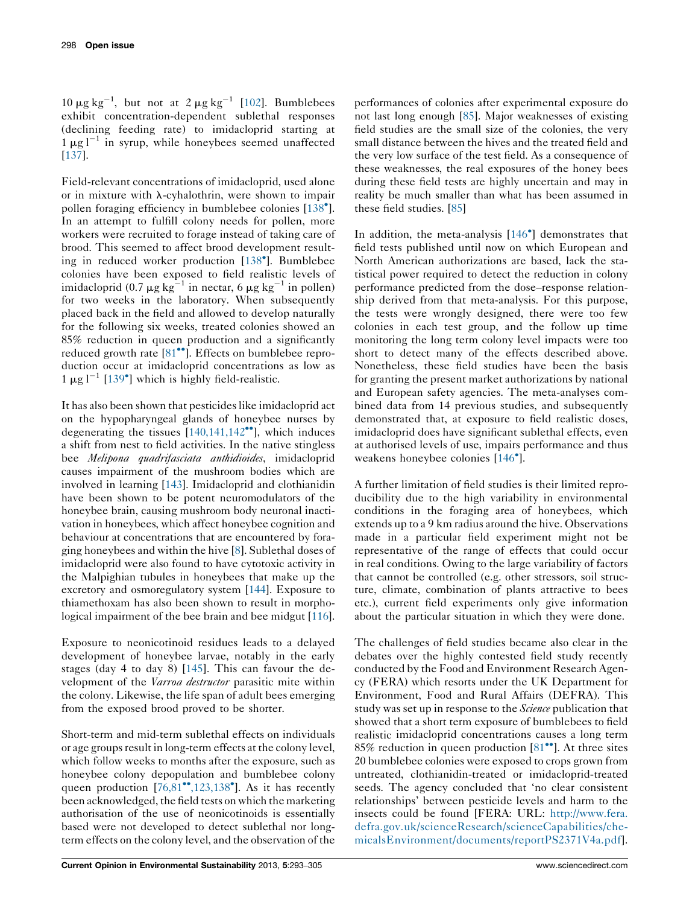$10\ \mu g\ kg^{-1}$, but not at $2\ \mu g\ kg^{-1}$ [102]. Bumblebees exhibit concentration-dependent sublethal responses (declining feeding rate) to imidacloprid starting at $1\ \mu g\ l^{-1}$ in syrup, while honeybees seemed unaffected [137].

Field-relevant concentrations of imidacloprid, used alone or in mixture with λ-cyhalothrin, were shown to impair pollen foraging efficiency in bumblebee colonies [138•]. In an attempt to fulfill colony needs for pollen, more workers were recruited to forage instead of taking care of brood. This seemed to affect brood development resulting in reduced worker production [138•]. Bumblebee colonies have been exposed to field realistic levels of imidacloprid ($0.7\ \mu g\ kg^{-1}$ in nectar, $6\ \mu g\ kg^{-1}$ in pollen) for two weeks in the laboratory. When subsequently placed back in the field and allowed to develop naturally for the following six weeks, treated colonies showed an 85% reduction in queen production and a significantly reduced growth rate [81••]. Effects on bumblebee reproduction occur at imidacloprid concentrations as low as $1\ \mu g\ l^{-1}$ [139•] which is highly field-realistic.

It has also been shown that pesticides like imidacloprid act on the hypopharyngeal glands of honeybee nurses by degenerating the tissues [140,141,142••], which induces a shift from nest to field activities. In the native stingless bee *Melipona quadrifasciata anthidioides*, imidacloprid causes impairment of the mushroom bodies which are involved in learning [143]. Imidacloprid and clothianidin have been shown to be potent neuromodulators of the honeybee brain, causing mushroom body neuronal inactivation in honeybees, which affect honeybee cognition and behaviour at concentrations that are encountered by foraging honeybees and within the hive [8]. Sublethal doses of imidacloprid were also found to have cytotoxic activity in the Malpighian tubules in honeybees that make up the excretory and osmoregulatory system [144]. Exposure to thiamethoxam has also been shown to result in morphological impairment of the bee brain and bee midgut [116].

Exposure to neonicotinoid residues leads to a delayed development of honeybee larvae, notably in the early stages (day 4 to day 8) [145]. This can favour the development of the *Varroa destructor* parasitic mite within the colony. Likewise, the life span of adult bees emerging from the exposed brood proved to be shorter.

Short-term and mid-term sublethal effects on individuals or age groups result in long-term effects at the colony level, which follow weeks to months after the exposure, such as honeybee colony depopulation and bumblebee colony queen production [76,81••,123,138•]. As it has recently been acknowledged, the field tests on which the marketing authorisation of the use of neonicotinoids is essentially based were not developed to detect sublethal nor long-term effects on the colony level, and the observation of the performances of colonies after experimental exposure do not last long enough [85]. Major weaknesses of existing field studies are the small size of the colonies, the very small distance between the hives and the treated field and the very low surface of the test field. As a consequence of these weaknesses, the real exposures of the honey bees during these field tests are highly uncertain and may in reality be much smaller than what has been assumed in these field studies. [85]

In addition, the meta-analysis [146•] demonstrates that field tests published until now on which European and North American authorizations are based, lack the statistical power required to detect the reduction in colony performance predicted from the dose–response relationship derived from that meta-analysis. For this purpose, the tests were wrongly designed, there were too few colonies in each test group, and the follow up time monitoring the long term colony level impacts were too short to detect many of the effects described above. Nonetheless, these field studies have been the basis for granting the present market authorizations by national and European safety agencies. The meta-analyses combined data from 14 previous studies, and subsequently demonstrated that, at exposure to field realistic doses, imidacloprid does have significant sublethal effects, even at authorised levels of use, impairs performance and thus weakens honeybee colonies [146•].

A further limitation of field studies is their limited reproducibility due to the high variability in environmental conditions in the foraging area of honeybees, which extends up to a 9 km radius around the hive. Observations made in a particular field experiment might not be representative of the range of effects that could occur in real conditions. Owing to the large variability of factors that cannot be controlled (e.g. other stressors, soil structure, climate, combination of plants attractive to bees etc.), current field experiments only give information about the particular situation in which they were done.

The challenges of field studies became also clear in the debates over the highly contested field study recently conducted by the Food and Environment Research Agency (FERA) which resorts under the UK Department for Environment, Food and Rural Affairs (DEFRA). This study was set up in response to the *Science* publication that showed that a short term exposure of bumblebees to field realistic imidacloprid concentrations causes a long term 85% reduction in queen production [81••]. At three sites 20 bumblebee colonies were exposed to crops grown from untreated, clothianidin-treated or imidacloprid-treated seeds. The agency concluded that 'no clear consistent relationships' between pesticide levels and harm to the insects could be found [FERA: URL: http://www.fera.defra.gov.uk/scienceResearch/scienceCapabilities/chemicalsEnvironment/documents/reportPS2371V4a.pdf].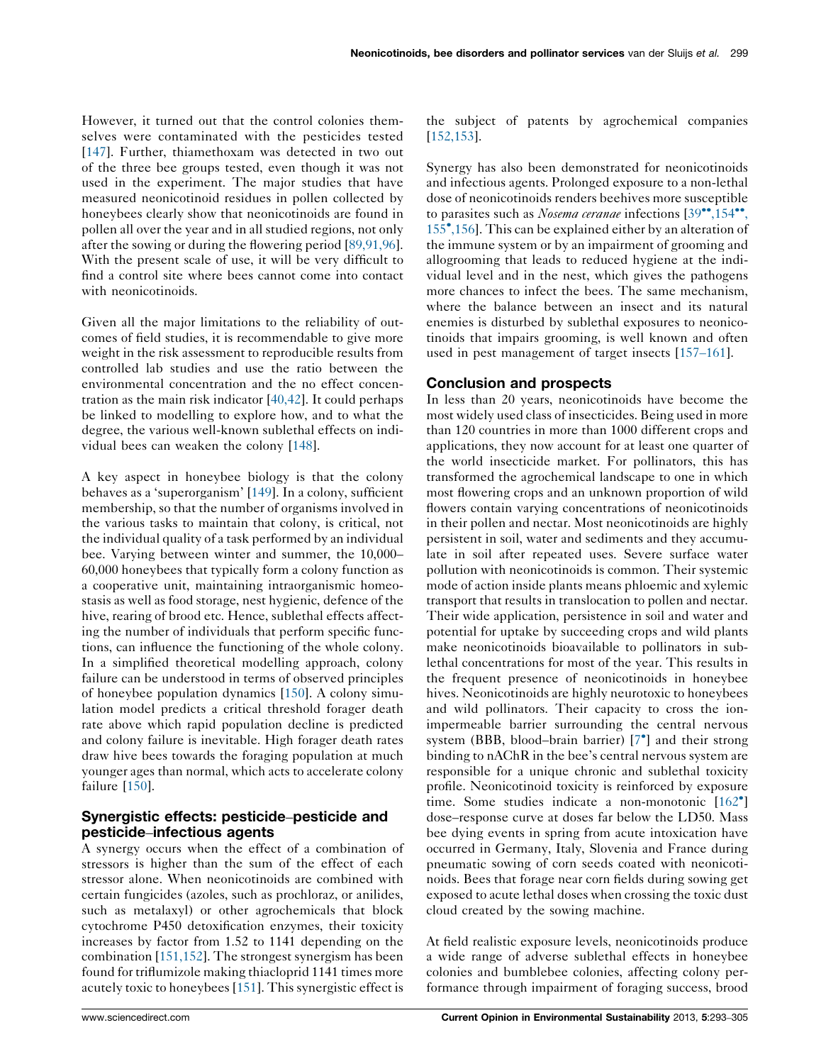However, it turned out that the control colonies themselves were contaminated with the pesticides tested [147]. Further, thiamethoxam was detected in two out of the three bee groups tested, even though it was not used in the experiment. The major studies that have measured neonicotinoid residues in pollen collected by honeybees clearly show that neonicotinoids are found in pollen all over the year and in all studied regions, not only after the sowing or during the flowering period [89,91,96]. With the present scale of use, it will be very difficult to find a control site where bees cannot come into contact with neonicotinoids.

Given all the major limitations to the reliability of outcomes of field studies, it is recommendable to give more weight in the risk assessment to reproducible results from controlled lab studies and use the ratio between the environmental concentration and the no effect concentration as the main risk indicator [40,42]. It could perhaps be linked to modelling to explore how, and to what the degree, the various well-known sublethal effects on individual bees can weaken the colony [148].

A key aspect in honeybee biology is that the colony behaves as a 'superorganism' [149]. In a colony, sufficient membership, so that the number of organisms involved in the various tasks to maintain that colony, is critical, not the individual quality of a task performed by an individual bee. Varying between winter and summer, the 10,000–60,000 honeybees that typically form a colony function as a cooperative unit, maintaining intraorganismic homeostasis as well as food storage, nest hygienic, defence of the hive, rearing of brood etc. Hence, sublethal effects affecting the number of individuals that perform specific functions, can influence the functioning of the whole colony. In a simplified theoretical modelling approach, colony failure can be understood in terms of observed principles of honeybee population dynamics [150]. A colony simulation model predicts a critical threshold forager death rate above which rapid population decline is predicted and colony failure is inevitable. High forager death rates draw hive bees towards the foraging population at much younger ages than normal, which acts to accelerate colony failure [150].

## Synergistic effects: pesticide–pesticide and pesticide–infectious agents

A synergy occurs when the effect of a combination of stressors is higher than the sum of the effect of each stressor alone. When neonicotinoids are combined with certain fungicides (azoles, such as prochloraz, or anilides, such as metalaxyl) or other agrochemicals that block cytochrome P450 detoxification enzymes, their toxicity increases by factor from 1.52 to 1141 depending on the combination [151,152]. The strongest synergism has been found for triflumizole making thiacloprid 1141 times more acutely toxic to honeybees [151]. This synergistic effect is the subject of patents by agrochemical companies [152,153].

Synergy has also been demonstrated for neonicotinoids and infectious agents. Prolonged exposure to a non-lethal dose of neonicotinoids renders beehives more susceptible to parasites such as *Nosema ceranae* infections [39••,154••,155•,156]. This can be explained either by an alteration of the immune system or by an impairment of grooming and allogrooming that leads to reduced hygiene at the individual level and in the nest, which gives the pathogens more chances to infect the bees. The same mechanism, where the balance between an insect and its natural enemies is disturbed by sublethal exposures to neonicotinoids that impairs grooming, is well known and often used in pest management of target insects [157–161].

## Conclusion and prospects

In less than 20 years, neonicotinoids have become the most widely used class of insecticides. Being used in more than 120 countries in more than 1000 different crops and applications, they now account for at least one quarter of the world insecticide market. For pollinators, this has transformed the agrochemical landscape to one in which most flowering crops and an unknown proportion of wild flowers contain varying concentrations of neonicotinoids in their pollen and nectar. Most neonicotinoids are highly persistent in soil, water and sediments and they accumulate in soil after repeated uses. Severe surface water pollution with neonicotinoids is common. Their systemic mode of action inside plants means phloemic and xylemic transport that results in translocation to pollen and nectar. Their wide application, persistence in soil and water and potential for uptake by succeeding crops and wild plants make neonicotinoids bioavailable to pollinators in sublethal concentrations for most of the year. This results in the frequent presence of neonicotinoids in honeybee hives. Neonicotinoids are highly neurotoxic to honeybees and wild pollinators. Their capacity to cross the ion-impermeable barrier surrounding the central nervous system (BBB, blood–brain barrier) [7•] and their strong binding to nAChR in the bee's central nervous system are responsible for a unique chronic and sublethal toxicity profile. Neonicotinoid toxicity is reinforced by exposure time. Some studies indicate a non-monotonic [162•] dose–response curve at doses far below the LD50. Mass bee dying events in spring from acute intoxication have occurred in Germany, Italy, Slovenia and France during pneumatic sowing of corn seeds coated with neonicotinoids. Bees that forage near corn fields during sowing get exposed to acute lethal doses when crossing the toxic dust cloud created by the sowing machine.

At field realistic exposure levels, neonicotinoids produce a wide range of adverse sublethal effects in honeybee colonies and bumblebee colonies, affecting colony performance through impairment of foraging success, brood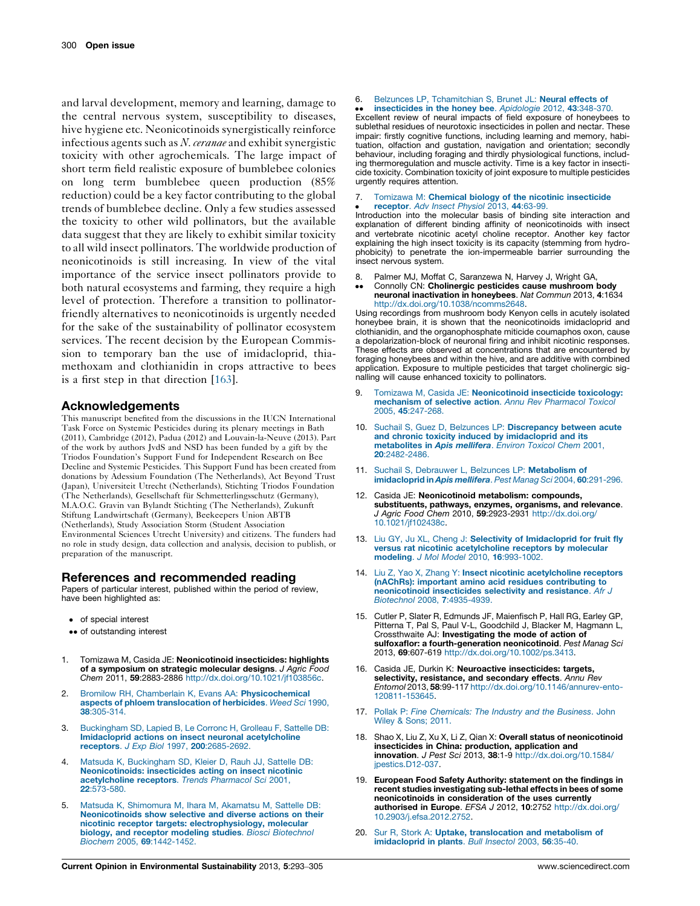and larval development, memory and learning, damage to the central nervous system, susceptibility to diseases, hive hygiene etc. Neonicotinoids synergistically reinforce infectious agents such as *N. ceranae* and exhibit synergistic toxicity with other agrochemicals. The large impact of short term field realistic exposure of bumblebee colonies on long term bumblebee queen production (85% reduction) could be a key factor contributing to the global trends of bumblebee decline. Only a few studies assessed the toxicity to other wild pollinators, but the available data suggest that they are likely to exhibit similar toxicity to all wild insect pollinators. The worldwide production of neonicotinoids is still increasing. In view of the vital importance of the service insect pollinators provide to both natural ecosystems and farming, they require a high level of protection. Therefore a transition to pollinator-friendly alternatives to neonicotinoids is urgently needed for the sake of the sustainability of pollinator ecosystem services. The recent decision by the European Commission to temporary ban the use of imidacloprid, thiamethoxam and clothianidin in crops attractive to bees is a first step in that direction [163].

## Acknowledgements

This manuscript benefited from the discussions in the IUCN International Task Force on Systemic Pesticides during its plenary meetings in Bath (2011), Cambridge (2012), Padua (2012) and Louvain-la-Neuve (2013). Part of the work by authors JvdS and NSD has been funded by a gift by the Triodos Foundation's Support Fund for Independent Research on Bee Decline and Systemic Pesticides. This Support Fund has been created from donations by Adessium Foundation (The Netherlands), Act Beyond Trust (Japan), Universiteit Utrecht (Netherlands), Stichting Triodos Foundation (The Netherlands), Gesellschaft für Schmetterlingsschutz (Germany), M.A.O.C. Gravin van Bylandt Stichting (The Netherlands), Zukunft Stiftung Landwirtschaft (Germany), Beekeepers Union ABTB (Netherlands), Study Association Storm (Student Association Environmental Sciences Utrecht University) and citizens. The funders had no role in study design, data collection and analysis, decision to publish, or preparation of the manuscript.

## References and recommended reading

Papers of particular interest, published within the period of review, have been highlighted as:

- • of special interest
- •• of outstanding interest

1. Tomizawa M, Casida JE: **Neonicotinoid insecticides: highlights of a symposium on strategic molecular designs**. *J Agric Food Chem* 2011, **59**:2883-2886 http://dx.doi.org/10.1021/jf103856c.

2. Bromilow RH, Chamberlain K, Evans AA: **Physicochemical aspects of phloem translocation of herbicides**. *Weed Sci* 1990, **38**:305-314.

3. Buckingham SD, Lapied B, Le Corronc H, Grolleau F, Sattelle DB: **Imidacloprid actions on insect neuronal acetylcholine receptors**. *J Exp Biol* 1997, **200**:2685-2692.

4. Matsuda K, Buckingham SD, Kleier D, Rauh JJ, Sattelle DB: **Neonicotinoids: insecticides acting on insect nicotinic acetylcholine receptors**. *Trends Pharmacol Sci* 2001, **22**:573-580.

5. Matsuda K, Shimomura M, Ihara M, Akamatsu M, Sattelle DB: **Neonicotinoids show selective and diverse actions on their nicotinic receptor targets: electrophysiology, molecular biology, and receptor modeling studies**. *Biosci Biotechnol Biochem* 2005, **69**:1442-1452.

6. •• Belzunces LP, Tchamitchian S, Brunet JL: **Neural effects of insecticides in the honey bee**. *Apidologie* 2012, **43**:348-370.
Excellent review of neural impacts of field exposure of honeybees to sublethal residues of neurotoxic insecticides in pollen and nectar. These impair: firstly cognitive functions, including learning and memory, habituation, olfaction and gustation, navigation and orientation; secondly behaviour, including foraging and thirdly physiological functions, including thermoregulation and muscle activity. Time is a key factor in insecticide toxicity. Combination toxicity of joint exposure to multiple pesticides urgently requires attention.

7. • Tomizawa M: **Chemical biology of the nicotinic insecticide receptor**. *Adv Insect Physiol* 2013, **44**:63-99.
Introduction into the molecular basis of binding site interaction and explanation of different binding affinity of neonicotinoids with insect and vertebrate nicotinic acetyl choline receptor. Another key factor explaining the high insect toxicity is its capacity (stemming from hydrophobicity) to penetrate the ion-impermeable barrier surrounding the insect nervous system.

8. •• Palmer MJ, Moffat C, Saranzewa N, Harvey J, Wright GA, Connolly CN: **Cholinergic pesticides cause mushroom body neuronal inactivation in honeybees**. *Nat Commun* 2013, **4**:1634 http://dx.doi.org/10.1038/ncomms2648.
Using recordings from mushroom body Kenyon cells in acutely isolated honeybee brain, it is shown that the neonicotinoids imidacloprid and clothianidin, and the organophosphate miticide coumaphos oxon, cause a depolarization-block of neuronal firing and inhibit nicotinic responses. These effects are observed at concentrations that are encountered by foraging honeybees and within the hive, and are additive with combined application. Exposure to multiple pesticides that target cholinergic signalling will cause enhanced toxicity to pollinators.

9. Tomizawa M, Casida JE: **Neonicotinoid insecticide toxicology: mechanism of selective action**. *Annu Rev Pharmacol Toxicol* 2005, **45**:247-268.

10. Suchail S, Guez D, Belzunces LP: **Discrepancy between acute and chronic toxicity induced by imidacloprid and its metabolites in *Apis mellifera***. *Environ Toxicol Chem* 2001, **20**:2482-2486.

11. Suchail S, Debrauwer L, Belzunces LP: **Metabolism of imidacloprid in *Apis mellifera***. *Pest Manag Sci* 2004, **60**:291-296.

12. Casida JE: **Neonicotinoid metabolism: compounds, substituents, pathways, enzymes, organisms, and relevance**. *J Agric Food Chem* 2010, **59**:2923-2931 http://dx.doi.org/10.1021/jf102438c.

13. Liu GY, Ju XL, Cheng J: **Selectivity of Imidacloprid for fruit fly versus rat nicotinic acetylcholine receptors by molecular modeling**. *J Mol Model* 2010, **16**:993-1002.

14. Liu Z, Yao X, Zhang Y: **Insect nicotinic acetylcholine receptors (nAChRs): important amino acid residues contributing to neonicotinoid insecticides selectivity and resistance**. *Afr J Biotechnol* 2008, **7**:4935-4939.

15. Cutler P, Slater R, Edmunds JF, Maienfisch P, Hall RG, Earley GP, Pitterna T, Pal S, Paul V-L, Goodchild J, Blacker M, Hagmann L, Crossthwaite AJ: **Investigating the mode of action of sulfoxaflor: a fourth-generation neonicotinoid**. *Pest Manag Sci* 2013, **69**:607-619 http://dx.doi.org/10.1002/ps.3413.

16. Casida JE, Durkin K: **Neuroactive insecticides: targets, selectivity, resistance, and secondary effects**. *Annu Rev Entomol* 2013, **58**:99-117 http://dx.doi.org/10.1146/annurev-ento-120811-153645.

17. Pollak P: *Fine Chemicals: The Industry and the Business*. John Wiley & Sons; 2011.

18. Shao X, Liu Z, Xu X, Li Z, Qian X: **Overall status of neonicotinoid insecticides in China: production, application and innovation**. *J Pest Sci* 2013, **38**:1-9 http://dx.doi.org/10.1584/jpestics.D12-037.

19. **European Food Safety Authority: statement on the findings in recent studies investigating sub-lethal effects in bees of some neonicotinoids in consideration of the uses currently authorised in Europe**. *EFSA J* 2012, **10**:2752 http://dx.doi.org/10.2903/j.efsa.2012.2752.

20. Sur R, Stork A: **Uptake, translocation and metabolism of imidacloprid in plants**. *Bull Insectol* 2003, **56**:35-40.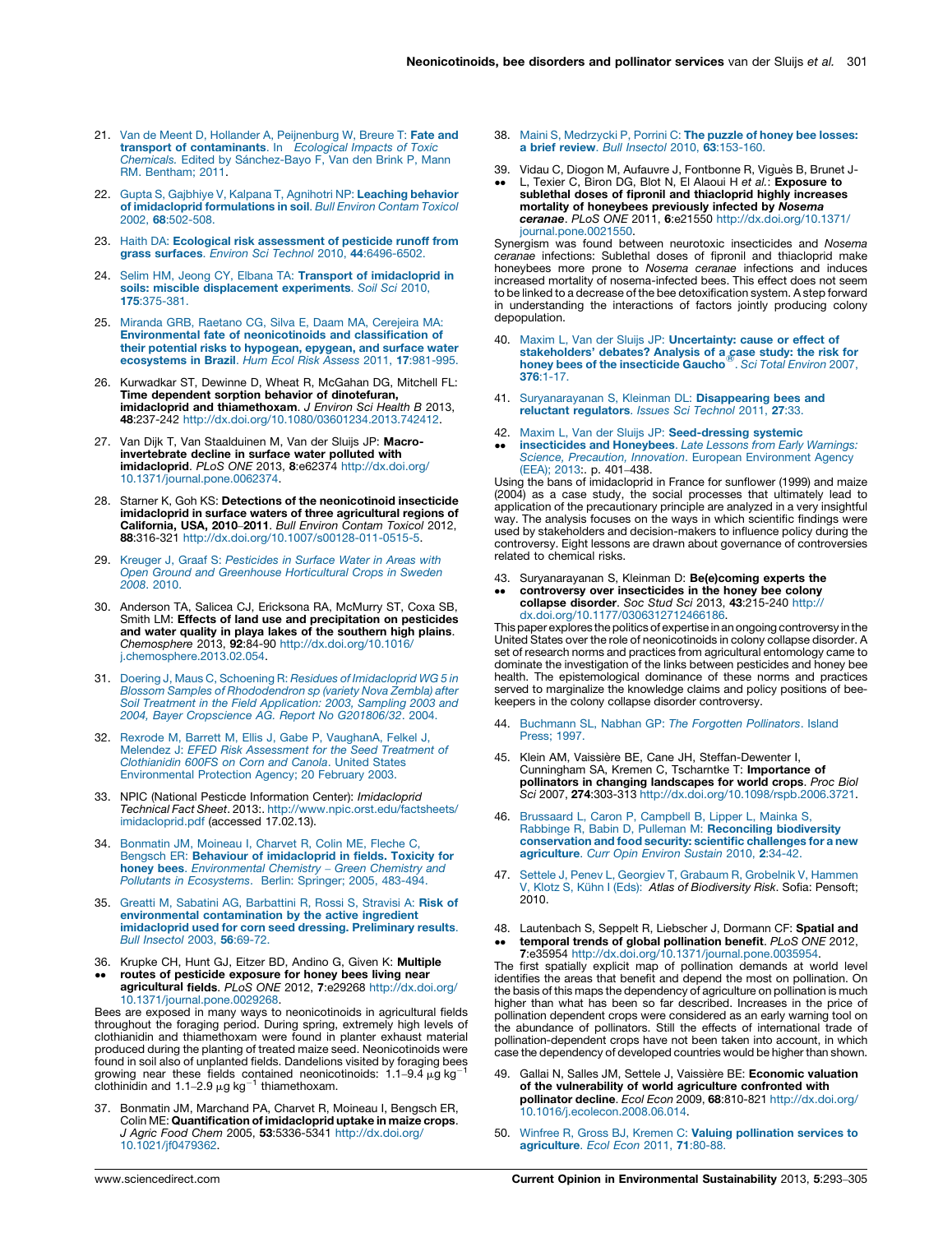21. Van de Meent D, Hollander A, Peijnenburg W, Breure T: **Fate and transport of contaminants**. In *Ecological Impacts of Toxic Chemicals*. Edited by Sánchez-Bayo F, Van den Brink P, Mann RM. Bentham; 2011.

22. Gupta S, Gajbhiye V, Kalpana T, Agnihotri NP: **Leaching behavior of imidacloprid formulations in soil**. *Bull Environ Contam Toxicol* 2002, **68**:502-508.

23. Haith DA: **Ecological risk assessment of pesticide runoff from grass surfaces**. *Environ Sci Technol* 2010, **44**:6496-6502.

24. Selim HM, Jeong CY, Elbana TA: **Transport of imidacloprid in soils: miscible displacement experiments**. *Soil Sci* 2010, **175**:375-381.

25. Miranda GRB, Raetano CG, Silva E, Daam MA, Cerejeira MA: **Environmental fate of neonicotinoids and classification of their potential risks to hypogean, epygean, and surface water ecosystems in Brazil**. *Hum Ecol Risk Assess* 2011, **17**:981-995.

26. Kurwadkar ST, Dewinne D, Wheat R, McGahan DG, Mitchell FL: **Time dependent sorption behavior of dinotefuran, imidacloprid and thiamethoxam**. *J Environ Sci Health B* 2013, **48**:237-242 http://dx.doi.org/10.1080/03601234.2013.742412.

27. Van Dijk T, Van Staalduinen M, Van der Sluijs JP: **Macro-invertebrate decline in surface water polluted with imidacloprid**. *PLoS ONE* 2013, **8**:e62374 http://dx.doi.org/10.1371/journal.pone.0062374.

28. Starner K, Goh KS: **Detections of the neonicotinoid insecticide imidacloprid in surface waters of three agricultural regions of California, USA, 2010–2011**. *Bull Environ Contam Toxicol* 2012, **88**:316-321 http://dx.doi.org/10.1007/s00128-011-0515-5.

29. Kreuger J, Graaf S: *Pesticides in Surface Water in Areas with Open Ground and Greenhouse Horticultural Crops in Sweden 2008*. 2010.

30. Anderson TA, Salicea CJ, Ericksona RA, McMurry ST, Coxa SB, Smith LM: **Effects of land use and precipitation on pesticides and water quality in playa lakes of the southern high plains**. *Chemosphere* 2013, **92**:84-90 http://dx.doi.org/10.1016/j.chemosphere.2013.02.054.

31. Doering J, Maus C, Schoening R: *Residues of Imidacloprid WG 5 in Blossom Samples of Rhododendron sp (variety Nova Zembla) after Soil Treatment in the Field Application: 2003, Sampling 2003 and 2004, Bayer Cropscience AG. Report No G201806/32*. 2004.

32. Rexrode M, Barrett M, Ellis J, Gabe P, VaughanA, Felkel J, Melendez J: *EFED Risk Assessment for the Seed Treatment of Clothianidin 600FS on Corn and Canola*. United States Environmental Protection Agency; 20 February 2003.

33. NPIC (National Pesticde Information Center): *Imidacloprid Technical Fact Sheet*. 2013:. http://www.npic.orst.edu/factsheets/imidacloprid.pdf (accessed 17.02.13).

34. Bonmatin JM, Moineau I, Charvet R, Colin ME, Fleche C, Bengsch ER: **Behaviour of imidacloprid in fields. Toxicity for honey bees**. *Environmental Chemistry – Green Chemistry and Pollutants in Ecosystems*. Berlin: Springer; 2005, 483-494.

35. Greatti M, Sabatini AG, Barbattini R, Rossi S, Stravisi A: **Risk of environmental contamination by the active ingredient imidacloprid used for corn seed dressing. Preliminary results**. *Bull Insectol* 2003, **56**:69-72.

36. •• Krupke CH, Hunt GJ, Eitzer BD, Andino G, Given K: **Multiple routes of pesticide exposure for honey bees living near agricultural fields**. *PLoS ONE* 2012, **7**:e29268 http://dx.doi.org/10.1371/journal.pone.0029268.

Bees are exposed in many ways to neonicotinoids in agricultural fields throughout the foraging period. During spring, extremely high levels of clothianidin and thiamethoxam were found in planter exhaust material produced during the planting of treated maize seed. Neonicotinoids were found in soil also of unplanted fields. Dandelions visited by foraging bees growing near these fields contained neonicotinoids: 1.1–9.4 $\mu g\ kg^{-1}$ clothinidin and 1.1–2.9 $\mu g\ kg^{-1}$ thiamethoxam.

37. Bonmatin JM, Marchand PA, Charvet R, Moineau I, Bengsch ER, Colin ME: **Quantification of imidacloprid uptake in maize crops**. *J Agric Food Chem* 2005, **53**:5336-5341 http://dx.doi.org/10.1021/jf0479362.

38. Maini S, Medrzycki P, Porrini C: **The puzzle of honey bee losses: a brief review**. *Bull Insectol* 2010, **63**:153-160.

39. •• Vidau C, Diogon M, Aufauvre J, Fontbonne R, Viguès B, Brunet J-L, Texier C, Biron DG, Blot N, El Alaoui H *et al.*: **Exposure to sublethal doses of fipronil and thiacloprid highly increases mortality of honeybees previously infected by *Nosema ceranae***. *PLoS ONE* 2011, **6**:e21550 http://dx.doi.org/10.1371/journal.pone.0021550.

Synergism was found between neurotoxic insecticides and *Nosema ceranae* infections: Sublethal doses of fipronil and thiacloprid make honeybees more prone to *Nosema ceranae* infections and induces increased mortality of nosema-infected bees. This effect does not seem to be linked to a decrease of the bee detoxification system. A step forward in understanding the interactions of factors jointly producing colony depopulation.

40. Maxim L, Van der Sluijs JP: **Uncertainty: cause or effect of stakeholders' debates? Analysis of a case study: the risk for honey bees of the insecticide Gaucho®**. *Sci Total Environ* 2007, **376**:1-17.

41. Suryanarayanan S, Kleinman DL: **Disappearing bees and reluctant regulators**. *Issues Sci Technol* 2011, **27**:33.

42. •• Maxim L, Van der Sluijs JP: **Seed-dressing systemic insecticides and Honeybees**. *Late Lessons from Early Warnings: Science, Precaution, Innovation*. European Environment Agency (EEA); 2013:. p. 401–438.

Using the bans of imidacloprid in France for sunflower (1999) and maize (2004) as a case study, the social processes that ultimately lead to application of the precautionary principle are analyzed in a very insightful way. The analysis focuses on the ways in which scientific findings were used by stakeholders and decision-makers to influence policy during the controversy. Eight lessons are drawn about governance of controversies related to chemical risks.

43. •• Suryanarayanan S, Kleinman D: **Be(e)coming experts the controversy over insecticides in the honey bee colony collapse disorder**. *Soc Stud Sci* 2013, **43**:215-240 http://dx.doi.org/10.1177/0306312712466186.

This paper explores the politics of expertise in an ongoing controversy in the United States over the role of neonicotinoids in colony collapse disorder. A set of research norms and practices from agricultural entomology came to dominate the investigation of the links between pesticides and honey bee health. The epistemological dominance of these norms and practices served to marginalize the knowledge claims and policy positions of bee-keepers in the colony collapse disorder controversy.

44. Buchmann SL, Nabhan GP: *The Forgotten Pollinators*. Island Press; 1997.

45. Klein AM, Vaissière BE, Cane JH, Steffan-Dewenter I, Cunningham SA, Kremen C, Tscharntke T: **Importance of pollinators in changing landscapes for world crops**. *Proc Biol Sci* 2007, **274**:303-313 http://dx.doi.org/10.1098/rspb.2006.3721.

46. Brussaard L, Caron P, Campbell B, Lipper L, Mainka S, Rabbinge R, Babin D, Pulleman M: **Reconciling biodiversity conservation and food security: scientific challenges for a new agriculture**. *Curr Opin Environ Sustain* 2010, **2**:34-42.

47. Settele J, Penev L, Georgiev T, Grabaum R, Grobelnik V, Hammen V, Klotz S, Kühn I (Eds): *Atlas of Biodiversity Risk*. Sofia: Pensoft; 2010.

48. •• Lautenbach S, Seppelt R, Liebscher J, Dormann CF: **Spatial and temporal trends of global pollination benefit**. *PLoS ONE* 2012, **7**:e35954 http://dx.doi.org/10.1371/journal.pone.0035954.

The first spatially explicit map of pollination demands at world level identifies the areas that benefit and depend the most on pollination. On the basis of this maps the dependency of agriculture on pollination is much higher than what has been so far described. Increases in the price of pollination dependent crops were considered as an early warning tool on the abundance of pollinators. Still the effects of international trade of pollination-dependent crops have not been taken into account, in which case the dependency of developed countries would be higher than shown.

49. Gallai N, Salles JM, Settele J, Vaissière BE: **Economic valuation of the vulnerability of world agriculture confronted with pollinator decline**. *Ecol Econ* 2009, **68**:810-821 http://dx.doi.org/10.1016/j.ecolecon.2008.06.014.

50. Winfree R, Gross BJ, Kremen C: **Valuing pollination services to agriculture**. *Ecol Econ* 2011, **71**:80-88.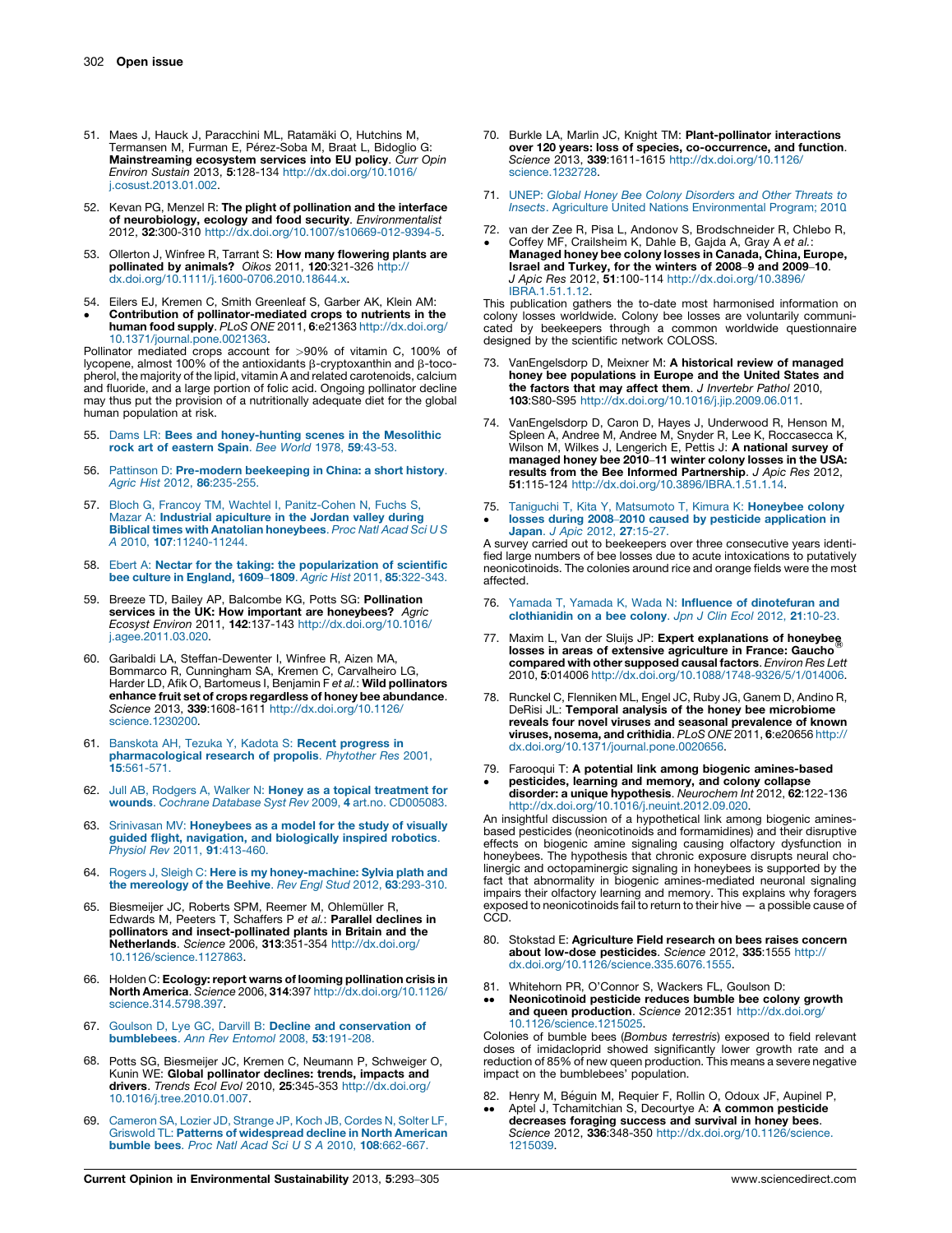51. Maes J, Hauck J, Paracchini ML, Ratamäki O, Hutchins M, Termansen M, Furman E, Pérez-Soba M, Braat L, Bidoglio G: **Mainstreaming ecosystem services into EU policy**. *Curr Opin Environ Sustain* 2013, **5**:128-134 http://dx.doi.org/10.1016/j.cosust.2013.01.002.

52. Kevan PG, Menzel R: **The plight of pollination and the interface of neurobiology, ecology and food security**. *Environmentalist* 2012, **32**:300-310 http://dx.doi.org/10.1007/s10669-012-9394-5.

53. Ollerton J, Winfree R, Tarrant S: **How many flowering plants are pollinated by animals?** *Oikos* 2011, **120**:321-326 http://dx.doi.org/10.1111/j.1600-0706.2010.18644.x.

54. • Eilers EJ, Kremen C, Smith Greenleaf S, Garber AK, Klein AM: **Contribution of pollinator-mediated crops to nutrients in the human food supply**. *PLoS ONE* 2011, **6**:e21363 http://dx.doi.org/10.1371/journal.pone.0021363.

Pollinator mediated crops account for >90% of vitamin C, 100% of lycopene, almost 100% of the antioxidants β-cryptoxanthin and β-tocopherol, the majority of the lipid, vitamin A and related carotenoids, calcium and fluoride, and a large portion of folic acid. Ongoing pollinator decline may thus put the provision of a nutritionally adequate diet for the global human population at risk.

55. Dams LR: **Bees and honey-hunting scenes in the Mesolithic rock art of eastern Spain**. *Bee World* 1978, **59**:43-53.

56. Pattinson D: **Pre-modern beekeeping in China: a short history**. *Agric Hist* 2012, **86**:235-255.

57. Bloch G, Francoy TM, Wachtel I, Panitz-Cohen N, Fuchs S, Mazar A: **Industrial apiculture in the Jordan valley during Biblical times with Anatolian honeybees**. *Proc Natl Acad Sci U S A* 2010, **107**:11240-11244.

58. Ebert A: **Nectar for the taking: the popularization of scientific bee culture in England, 1609–1809**. *Agric Hist* 2011, **85**:322-343.

59. Breeze TD, Bailey AP, Balcombe KG, Potts SG: **Pollination services in the UK: How important are honeybees?** *Agric Ecosyst Environ* 2011, **142**:137-143 http://dx.doi.org/10.1016/j.agee.2011.03.020.

60. Garibaldi LA, Steffan-Dewenter I, Winfree R, Aizen MA, Bommarco R, Cunningham SA, Kremen C, Carvalheiro LG, Harder LD, Afik O, Bartomeus I, Benjamin F *et al.*: **Wild pollinators enhance fruit set of crops regardless of honey bee abundance**. *Science* 2013, **339**:1608-1611 http://dx.doi.org/10.1126/science.1230200.

61. Banskota AH, Tezuka Y, Kadota S: **Recent progress in pharmacological research of propolis**. *Phytother Res* 2001, **15**:561-571.

62. Jull AB, Rodgers A, Walker N: **Honey as a topical treatment for wounds**. *Cochrane Database Syst Rev* 2009, **4** art.no. CD005083.

63. Srinivasan MV: **Honeybees as a model for the study of visually guided flight, navigation, and biologically inspired robotics**. *Physiol Rev* 2011, **91**:413-460.

64. Rogers J, Sleigh C: **Here is my honey-machine: Sylvia plath and the mereology of the Beehive**. *Rev Engl Stud* 2012, **63**:293-310.

65. Biesmeijer JC, Roberts SPM, Reemer M, Ohlemüller R, Edwards M, Peeters T, Schaffers P *et al.*: **Parallel declines in pollinators and insect-pollinated plants in Britain and the Netherlands**. *Science* 2006, **313**:351-354 http://dx.doi.org/10.1126/science.1127863.

66. Holden C: **Ecology: report warns of looming pollination crisis in North America**. *Science* 2006, **314**:397 http://dx.doi.org/10.1126/science.314.5798.397.

67. Goulson D, Lye GC, Darvill B: **Decline and conservation of bumblebees**. *Ann Rev Entomol* 2008, **53**:191-208.

68. Potts SG, Biesmeijer JC, Kremen C, Neumann P, Schweiger O, Kunin WE: **Global pollinator declines: trends, impacts and drivers**. *Trends Ecol Evol* 2010, **25**:345-353 http://dx.doi.org/10.1016/j.tree.2010.01.007.

69. Cameron SA, Lozier JD, Strange JP, Koch JB, Cordes N, Solter LF, Griswold TL: **Patterns of widespread decline in North American bumble bees**. *Proc Natl Acad Sci U S A* 2010, **108**:662-667.

70. Burkle LA, Marlin JC, Knight TM: **Plant-pollinator interactions over 120 years: loss of species, co-occurrence, and function**. *Science* 2013, **339**:1611-1615 http://dx.doi.org/10.1126/science.1232728.

71. UNEP: *Global Honey Bee Colony Disorders and Other Threats to Insects*. Agriculture United Nations Environmental Program; 2010.

72. • van der Zee R, Pisa L, Andonov S, Brodschneider R, Chlebo R, Coffey MF, Crailsheim K, Dahle B, Gajda A, Gray A *et al.*: **Managed honey bee colony losses in Canada, China, Europe, Israel and Turkey, for the winters of 2008–9 and 2009–10**. *J Apic Res* 2012, **51**:100-114 http://dx.doi.org/10.3896/IBRA.1.51.1.12.

This publication gathers the to-date most harmonised information on colony losses worldwide. Colony bee losses are voluntarily communicated by beekeepers through a common worldwide questionnaire designed by the scientific network COLOSS.

73. VanEngelsdorp D, Meixner M: **A historical review of managed honey bee populations in Europe and the United States and the factors that may affect them**. *J Invertebr Pathol* 2010, **103**:S80-S95 http://dx.doi.org/10.1016/j.jip.2009.06.011.

74. VanEngelsdorp D, Caron D, Hayes J, Underwood R, Henson M, Spleen A, Andree M, Andree M, Snyder R, Lee K, Roccasecca K, Wilson M, Wilkes J, Lengerich E, Pettis J: **A national survey of managed honey bee 2010–11 winter colony losses in the USA: results from the Bee Informed Partnership**. *J Apic Res* 2012, **51**:115-124 http://dx.doi.org/10.3896/IBRA.1.51.1.14.

75. • Taniguchi T, Kito Y, Matsumoto T, Kimura K: **Honeybee colony losses during 2008–2010 caused by pesticide application in Japan**. *J Apic* 2012, **27**:15-27.

A survey carried out to beekeepers over three consecutive years identified large numbers of bee losses due to acute intoxications to putatively neonicotinoids. The colonies around rice and orange fields were the most affected.

76. Yamada T, Yamada K, Wada N: **Influence of dinotefuran and clothianidin on a bee colony**. *Jpn J Clin Ecol* 2012, **21**:10-23.

77. Maxim L, Van der Sluijs JP: **Expert explanations of honeybee losses in areas of extensive agriculture in France: Gaucho® compared with other supposed causal factors**. *Environ Res Lett* 2010, **5**:014006 http://dx.doi.org/10.1088/1748-9326/5/1/014006.

78. Runckel C, Flenniken ML, Engel JC, Ruby JG, Ganem D, Andino R, DeRisi JL: **Temporal analysis of the honey bee microbiome reveals four novel viruses and seasonal prevalence of known viruses, nosema, and crithidia**. *PLoS ONE* 2011, **6**:e20656 http://dx.doi.org/10.1371/journal.pone.0020656.

79. • Farooqui T: **A potential link among biogenic amines-based pesticides, learning and memory, and colony collapse disorder: a unique hypothesis**. *Neurochem Int* 2012, **62**:122-136 http://dx.doi.org/10.1016/j.neuint.2012.09.020.

An insightful discussion of a hypothetical link among biogenic amines-based pesticides (neonicotinoids and formamidines) and their disruptive effects on biogenic amine signaling causing olfactory dysfunction in honeybees. The hypothesis that chronic exposure disrupts neural cholinergic and octopaminergic signaling in honeybees is supported by the fact that abnormality in biogenic amines-mediated neuronal signaling impairs their olfactory learning and memory. This explains why foragers exposed to neonicotinoids fail to return to their hive — a possible cause of CCD.

80. Stokstad E: **Agriculture Field research on bees raises concern about low-dose pesticides**. *Science* 2012, **335**:1555 http://dx.doi.org/10.1126/science.335.6076.1555.

81. •• Whitehorn PR, O'Connor S, Wackers FL, Goulson D: **Neonicotinoid pesticide reduces bumble bee colony growth and queen production**. *Science* 2012:351 http://dx.doi.org/10.1126/science.1215025.

Colonies of bumble bees (*Bombus terrestris*) exposed to field relevant doses of imidacloprid showed significantly lower growth rate and a reduction of 85% of new queen production. This means a severe negative impact on the bumblebees' population.

82. •• Henry M, Béguin M, Requier F, Rollin O, Odoux JF, Aupinel P, Aptel J, Tchamitchian S, Decourtye A: **A common pesticide decreases foraging success and survival in honey bees**. *Science* 2012, **336**:348-350 http://dx.doi.org/10.1126/science.1215039.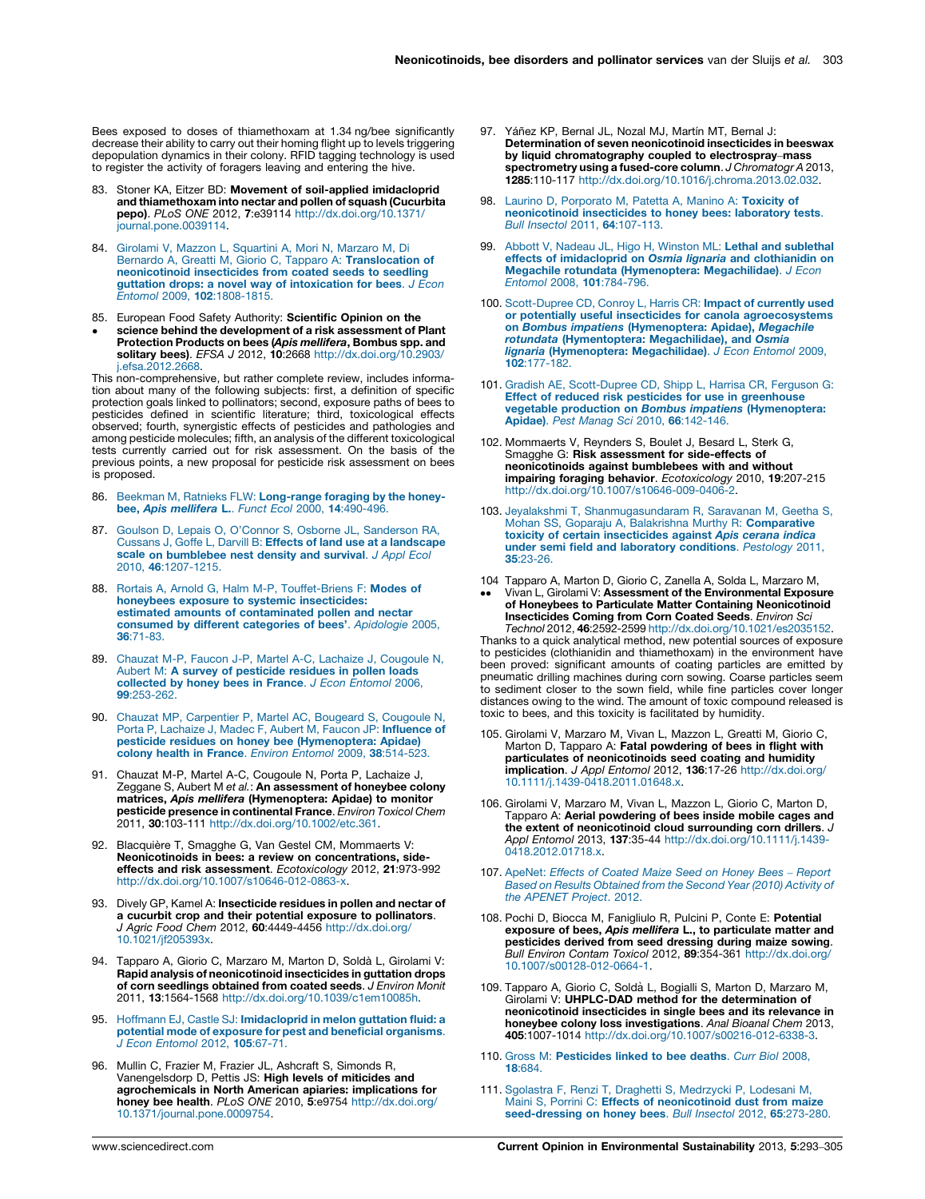Bees exposed to doses of thiamethoxam at 1.34 ng/bee significantly decrease their ability to carry out their homing flight up to levels triggering depopulation dynamics in their colony. RFID tagging technology is used to register the activity of foragers leaving and entering the hive.

83. Stoner KA, Eitzer BD: **Movement of soil-applied imidacloprid and thiamethoxam into nectar and pollen of squash (Cucurbita pepo)**. *PLoS ONE* 2012, **7**:e39114 http://dx.doi.org/10.1371/journal.pone.0039114.

84. Girolami V, Mazzon L, Squartini A, Mori N, Marzaro M, Di Bernardo A, Greatti M, Giorio C, Tapparo A: **Translocation of neonicotinoid insecticides from coated seeds to seedling guttation drops: a novel way of intoxication for bees**. *J Econ Entomol* 2009, **102**:1808-1815.

85. • European Food Safety Authority: **Scientific Opinion on the science behind the development of a risk assessment of Plant Protection Products on bees (*Apis mellifera*, Bombus spp. and solitary bees)**. *EFSA J* 2012, **10**:2668 http://dx.doi.org/10.2903/j.efsa.2012.2668.

This non-comprehensive, but rather complete review, includes information about many of the following subjects: first, a definition of specific protection goals linked to pollinators; second, exposure paths of bees to pesticides defined in scientific literature; third, toxicological effects observed; fourth, synergistic effects of pesticides and pathologies and among pesticide molecules; fifth, an analysis of the different toxicological tests currently carried out for risk assessment. On the basis of the previous points, a new proposal for pesticide risk assessment on bees is proposed.

86. Beekman M, Ratnieks FLW: **Long-range foraging by the honey-bee, *Apis mellifera* L.**. *Funct Ecol* 2000, **14**:490-496.

87. Goulson D, Lepais O, O'Connor S, Osborne JL, Sanderson RA, Cussans J, Goffe L, Darvill B: **Effects of land use at a landscape scale on bumblebee nest density and survival**. *J Appl Ecol* 2010, **46**:1207-1215.

88. Rortais A, Arnold G, Halm M-P, Touffet-Briens F: **Modes of honeybees exposure to systemic insecticides: estimated amounts of contaminated pollen and nectar consumed by different categories of bees'**. *Apidologie* 2005, **36**:71-83.

89. Chauzat M-P, Faucon J-P, Martel A-C, Lachaize J, Cougoule N, Aubert M: **A survey of pesticide residues in pollen loads collected by honey bees in France**. *J Econ Entomol* 2006, **99**:253-262.

90. Chauzat MP, Carpentier P, Martel AC, Bougeard S, Cougoule N, Porta P, Lachaize J, Madec F, Aubert M, Faucon JP: **Influence of pesticide residues on honey bee (Hymenoptera: Apidae) colony health in France**. *Environ Entomol* 2009, **38**:514-523.

91. Chauzat M-P, Martel A-C, Cougoule N, Porta P, Lachaize J, Zeggane S, Aubert M *et al.*: **An assessment of honeybee colony matrices, *Apis mellifera* (Hymenoptera: Apidae) to monitor pesticide presence in continental France**. *Environ Toxicol Chem* 2011, **30**:103-111 http://dx.doi.org/10.1002/etc.361.

92. Blacquière T, Smagghe G, Van Gestel CM, Mommaerts V: **Neonicotinoids in bees: a review on concentrations, side-effects and risk assessment**. *Ecotoxicology* 2012, **21**:973-992 http://dx.doi.org/10.1007/s10646-012-0863-x.

93. Dively GP, Kamel A: **Insecticide residues in pollen and nectar of a cucurbit crop and their potential exposure to pollinators**. *J Agric Food Chem* 2012, **60**:4449-4456 http://dx.doi.org/10.1021/jf205393x.

94. Tapparo A, Giorio C, Marzaro M, Marton D, Soldà L, Girolami V: **Rapid analysis of neonicotinoid insecticides in guttation drops of corn seedlings obtained from coated seeds**. *J Environ Monit* 2011, **13**:1564-1568 http://dx.doi.org/10.1039/c1em10085h.

95. Hoffmann EJ, Castle SJ: **Imidacloprid in melon guttation fluid: a potential mode of exposure for pest and beneficial organisms**. *J Econ Entomol* 2012, **105**:67-71.

96. Mullin C, Frazier M, Frazier JL, Ashcraft S, Simonds R, Vanengelsdorp D, Pettis JS: **High levels of miticides and agrochemicals in North American apiaries: implications for honey bee health**. *PLoS ONE* 2010, **5**:e9754 http://dx.doi.org/10.1371/journal.pone.0009754.

97. Yáñez KP, Bernal JL, Nozal MJ, Martín MT, Bernal J: **Determination of seven neonicotinoid insecticides in beeswax by liquid chromatography coupled to electrospray–mass spectrometry using a fused-core column**. *J Chromatogr A* 2013, **1285**:110-117 http://dx.doi.org/10.1016/j.chroma.2013.02.032.

98. Laurino D, Porporato M, Patetta A, Manino A: **Toxicity of neonicotinoid insecticides to honey bees: laboratory tests**. *Bull Insectol* 2011, **64**:107-113.

99. Abbott V, Nadeau JL, Higo H, Winston ML: **Lethal and sublethal effects of imidacloprid on *Osmia lignaria* and clothianidin on Megachile rotundata (Hymenoptera: Megachilidae)**. *J Econ Entomol* 2008, **101**:784-796.

100. Scott-Dupree CD, Conroy L, Harris CR: **Impact of currently used or potentially useful insecticides for canola agroecosystems on *Bombus impatiens* (Hymenoptera: Apidae), *Megachile rotundata* (Hymentoptera: Megachilidae), and *Osmia lignaria* (Hymenoptera: Megachilidae)**. *J Econ Entomol* 2009, **102**:177-182.

101. Gradish AE, Scott-Dupree CD, Shipp L, Harrisa CR, Ferguson G: **Effect of reduced risk pesticides for use in greenhouse vegetable production on *Bombus impatiens* (Hymenoptera: Apidae)**. *Pest Manag Sci* 2010, **66**:142-146.

102. Mommaerts V, Reynders S, Boulet J, Besard L, Sterk G, Smagghe G: **Risk assessment for side-effects of neonicotinoids against bumblebees with and without impairing foraging behavior**. *Ecotoxicology* 2010, **19**:207-215 http://dx.doi.org/10.1007/s10646-009-0406-2.

103. Jeyalakshmi T, Shanmugasundaram R, Saravanan M, Geetha S, Mohan SS, Goparaju A, Balakrishna Murthy R: **Comparative toxicity of certain insecticides against *Apis cerana indica* under semi field and laboratory conditions**. *Pestology* 2011, **35**:23-26.

104. •• Tapparo A, Marton D, Giorio C, Zanella A, Solda L, Marzaro M, Vivan L, Girolami V: **Assessment of the Environmental Exposure of Honeybees to Particulate Matter Containing Neonicotinoid Insecticides Coming from Corn Coated Seeds**. *Environ Sci Technol* 2012, **46**:2592-2599 http://dx.doi.org/10.1021/es2035152.

Thanks to a quick analytical method, new potential sources of exposure to pesticides (clothianidin and thiamethoxam) in the environment have been proved: significant amounts of coating particles are emitted by pneumatic drilling machines during corn sowing. Coarse particles seem to sediment closer to the sown field, while fine particles cover longer distances owing to the wind. The amount of toxic compound released is toxic to bees, and this toxicity is facilitated by humidity.

105. Girolami V, Marzaro M, Vivan L, Mazzon L, Greatti M, Giorio C, Marton D, Tapparo A: **Fatal powdering of bees in flight with particulates of neonicotinoids seed coating and humidity implication**. *J Appl Entomol* 2012, **136**:17-26 http://dx.doi.org/10.1111/j.1439-0418.2011.01648.x.

106. Girolami V, Marzaro M, Vivan L, Mazzon L, Giorio C, Marton D, Tapparo A: **Aerial powdering of bees inside mobile cages and the extent of neonicotinoid cloud surrounding corn drillers**. *J Appl Entomol* 2013, **137**:35-44 http://dx.doi.org/10.1111/j.1439-0418.2012.01718.x.

107. ApeNet: *Effects of Coated Maize Seed on Honey Bees – Report Based on Results Obtained from the Second Year (2010) Activity of the APENET Project*. 2012.

108. Pochi D, Biocca M, Fanigliulo R, Pulcini P, Conte E: **Potential exposure of bees, *Apis mellifera* L., to particulate matter and pesticides derived from seed dressing during maize sowing**. *Bull Environ Contam Toxicol* 2012, **89**:354-361 http://dx.doi.org/10.1007/s00128-012-0664-1.

109. Tapparo A, Giorio C, Soldà L, Bogialli S, Marton D, Marzaro M, Girolami V: **UHPLC-DAD method for the determination of neonicotinoid insecticides in single bees and its relevance in honeybee colony loss investigations**. *Anal Bioanal Chem* 2013, **405**:1007-1014 http://dx.doi.org/10.1007/s00216-012-6338-3.

110. Gross M: **Pesticides linked to bee deaths**. *Curr Biol* 2008, **18**:684.

111. Sgolastra F, Renzi T, Draghetti S, Medrzycki P, Lodesani M, Maini S, Porrini C: **Effects of neonicotinoid dust from maize seed-dressing on honey bees**. *Bull Insectol* 2012, **65**:273-280.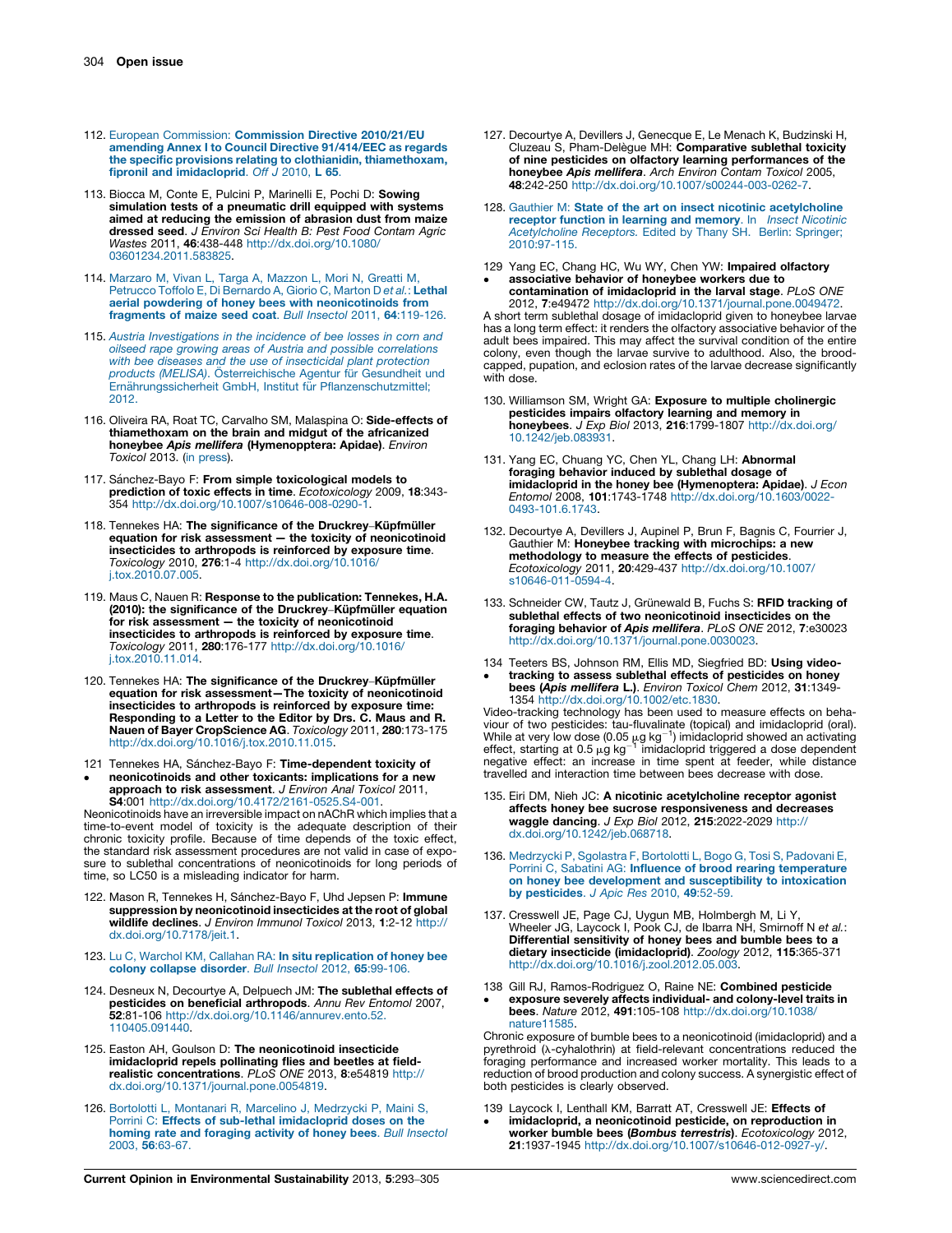112. European Commission: **Commission Directive 2010/21/EU amending Annex I to Council Directive 91/414/EEC as regards the specific provisions relating to clothianidin, thiamethoxam, fipronil and imidacloprid**. *Off J* 2010, **L 65**.

113. Biocca M, Conte E, Pulcini P, Marinelli E, Pochi D: **Sowing simulation tests of a pneumatic drill equipped with systems aimed at reducing the emission of abrasion dust from maize dressed seed**. *J Environ Sci Health B: Pest Food Contam Agric Wastes* 2011, **46**:438-448 http://dx.doi.org/10.1080/03601234.2011.583825.

114. Marzaro M, Vivan L, Targa A, Mazzon L, Mori N, Greatti M, Petrucco Toffolo E, Di Bernardo A, Giorio C, Marton D *et al.*: **Lethal aerial powdering of honey bees with neonicotinoids from fragments of maize seed coat**. *Bull Insectol* 2011, **64**:119-126.

115. *Austria Investigations in the incidence of bee losses in corn and oilseed rape growing areas of Austria and possible correlations with bee diseases and the use of insecticidal plant protection products (MELISA)*. Österreichische Agentur für Gesundheit und Ernährungssicherheit GmbH, Institut für Pflanzenschutzmittel; 2012.

116. Oliveira RA, Roat TC, Carvalho SM, Malaspina O: **Side-effects of thiamethoxam on the brain and midgut of the africanized honeybee *Apis mellifera* (Hymenopptera: Apidae)**. *Environ Toxicol* 2013. (in press).

117. Sánchez-Bayo F: **From simple toxicological models to prediction of toxic effects in time**. *Ecotoxicology* 2009, **18**:343-354 http://dx.doi.org/10.1007/s10646-008-0290-1.

118. Tennekes HA: **The significance of the Druckrey–Küpfmüller equation for risk assessment — the toxicity of neonicotinoid insecticides to arthropods is reinforced by exposure time**. *Toxicology* 2010, **276**:1-4 http://dx.doi.org/10.1016/j.tox.2010.07.005.

119. Maus C, Nauen R: **Response to the publication: Tennekes, H.A. (2010): the significance of the Druckrey–Küpfmüller equation for risk assessment — the toxicity of neonicotinoid insecticides to arthropods is reinforced by exposure time**. *Toxicology* 2011, **280**:176-177 http://dx.doi.org/10.1016/j.tox.2010.11.014.

120. Tennekes HA: **The significance of the Druckrey–Küpfmüller equation for risk assessment—The toxicity of neonicotinoid insecticides to arthropods is reinforced by exposure time: Responding to a Letter to the Editor by Drs. C. Maus and R. Nauen of Bayer CropScience AG**. *Toxicology* 2011, **280**:173-175 http://dx.doi.org/10.1016/j.tox.2010.11.015.

121. • Tennekes HA, Sánchez-Bayo F: **Time-dependent toxicity of neonicotinoids and other toxicants: implications for a new approach to risk assessment**. *J Environ Anal Toxicol* 2011, **S4**:001 http://dx.doi.org/10.4172/2161-0525.S4-001.
Neonicotinoids have an irreversible impact on nAChR which implies that a time-to-event model of toxicity is the adequate description of their chronic toxicity profile. Because of time depends of the toxic effect, the standard risk assessment procedures are not valid in case of exposure to sublethal concentrations of neonicotinoids for long periods of time, so LC50 is a misleading indicator for harm.

122. Mason R, Tennekes H, Sánchez-Bayo F, Uhd Jepsen P: **Immune suppression by neonicotinoid insecticides at the root of global wildlife declines**. *J Environ Immunol Toxicol* 2013, **1**:2-12 http://dx.doi.org/10.7178/jeit.1.

123. Lu C, Warchol KM, Callahan RA: **In situ replication of honey bee colony collapse disorder**. *Bull Insectol* 2012, **65**:99-106.

124. Desneux N, Decourtye A, Delpuech JM: **The sublethal effects of pesticides on beneficial arthropods**. *Annu Rev Entomol* 2007, **52**:81-106 http://dx.doi.org/10.1146/annurev.ento.52.110405.091440.

125. Easton AH, Goulson D: **The neonicotinoid insecticide imidacloprid repels pollinating flies and beetles at field-realistic concentrations**. *PLoS ONE* 2013, **8**:e54819 http://dx.doi.org/10.1371/journal.pone.0054819.

126. Bortolotti L, Montanari R, Marcelino J, Medrzycki P, Maini S, Porrini C: **Effects of sub-lethal imidacloprid doses on the homing rate and foraging activity of honey bees**. *Bull Insectol* 2003, **56**:63-67.

127. Decourtye A, Devillers J, Genecque E, Le Menach K, Budzinski H, Cluzeau S, Pham-Delègue MH: **Comparative sublethal toxicity of nine pesticides on olfactory learning performances of the honeybee *Apis mellifera***. *Arch Environ Contam Toxicol* 2005, **48**:242-250 http://dx.doi.org/10.1007/s00244-003-0262-7.

128. Gauthier M: **State of the art on insect nicotinic acetylcholine receptor function in learning and memory**. In *Insect Nicotinic Acetylcholine Receptors.* Edited by Thany SH. Berlin: Springer; 2010:97-115.

129. • Yang EC, Chang HC, Wu WY, Chen YW: **Impaired olfactory associative behavior of honeybee workers due to contamination of imidacloprid in the larval stage**. *PLoS ONE* 2012, **7**:e49472 http://dx.doi.org/10.1371/journal.pone.0049472.
A short term sublethal dosage of imidacloprid given to honeybee larvae has a long term effect: it renders the olfactory associative behavior of the adult bees impaired. This may affect the survival condition of the entire colony, even though the larvae survive to adulthood. Also, the brood-capped, pupation, and eclosion rates of the larvae decrease significantly with dose.

130. Williamson SM, Wright GA: **Exposure to multiple cholinergic pesticides impairs olfactory learning and memory in honeybees**. *J Exp Biol* 2013, **216**:1799-1807 http://dx.doi.org/10.1242/jeb.083931.

131. Yang EC, Chuang YC, Chen YL, Chang LH: **Abnormal foraging behavior induced by sublethal dosage of imidacloprid in the honey bee (Hymenoptera: Apidae)**. *J Econ Entomol* 2008, **101**:1743-1748 http://dx.doi.org/10.1603/0022-0493-101.6.1743.

132. Decourtye A, Devillers J, Aupinel P, Brun F, Bagnis C, Fourrier J, Gauthier M: **Honeybee tracking with microchips: a new methodology to measure the effects of pesticides**. *Ecotoxicology* 2011, **20**:429-437 http://dx.doi.org/10.1007/s10646-011-0594-4.

133. Schneider CW, Tautz J, Grünewald B, Fuchs S: **RFID tracking of sublethal effects of two neonicotinoid insecticides on the foraging behavior of *Apis mellifera***. *PLoS ONE* 2012, **7**:e30023 http://dx.doi.org/10.1371/journal.pone.0030023.

134. • Teeters BS, Johnson RM, Ellis MD, Siegfried BD: **Using video-tracking to assess sublethal effects of pesticides on honey bees (*Apis mellifera* L.)**. *Environ Toxicol Chem* 2012, **31**:1349-1354 http://dx.doi.org/10.1002/etc.1830.
Video-tracking technology has been used to measure effects on behaviour of two pesticides: tau-fluvalinate (topical) and imidacloprid (oral). While at very low dose (0.05 $\mu$g kg$^{-1}$) imidacloprid showed an activating effect, starting at 0.5 $\mu$g kg$^{-1}$ imidacloprid triggered a dose dependent negative effect: an increase in time spent at feeder, while distance travelled and interaction time between bees decrease with dose.

135. Eiri DM, Nieh JC: **A nicotinic acetylcholine receptor agonist affects honey bee sucrose responsiveness and decreases waggle dancing**. *J Exp Biol* 2012, **215**:2022-2029 http://dx.doi.org/10.1242/jeb.068718.

136. Medrzycki P, Sgolastra F, Bortolotti L, Bogo G, Tosi S, Padovani E, Porrini C, Sabatini AG: **Influence of brood rearing temperature on honey bee development and susceptibility to intoxication by pesticides**. *J Apic Res* 2010, **49**:52-59.

137. Cresswell JE, Page CJ, Uygun MB, Holmbergh M, Li Y, Wheeler JG, Laycock I, Pook CJ, de Ibarra NH, Smirnoff N *et al.*: **Differential sensitivity of honey bees and bumble bees to a dietary insecticide (imidacloprid)**. *Zoology* 2012, **115**:365-371 http://dx.doi.org/10.1016/j.zool.2012.05.003.

138. • Gill RJ, Ramos-Rodriguez O, Raine NE: **Combined pesticide exposure severely affects individual- and colony-level traits in bees**. *Nature* 2012, **491**:105-108 http://dx.doi.org/10.1038/nature11585.
Chronic exposure of bumble bees to a neonicotinoid (imidacloprid) and a pyrethroid ($\lambda$-cyhalothrin) at field-relevant concentrations reduced the foraging performance and increased worker mortality. This leads to a reduction of brood production and colony success. A synergistic effect of both pesticides is clearly observed.

139. • Laycock I, Lenthall KM, Barratt AT, Cresswell JE: **Effects of imidacloprid, a neonicotinoid pesticide, on reproduction in worker bumble bees (*Bombus terrestris*)**. *Ecotoxicology* 2012, **21**:1937-1945 http://dx.doi.org/10.1007/s10646-012-0927-y/.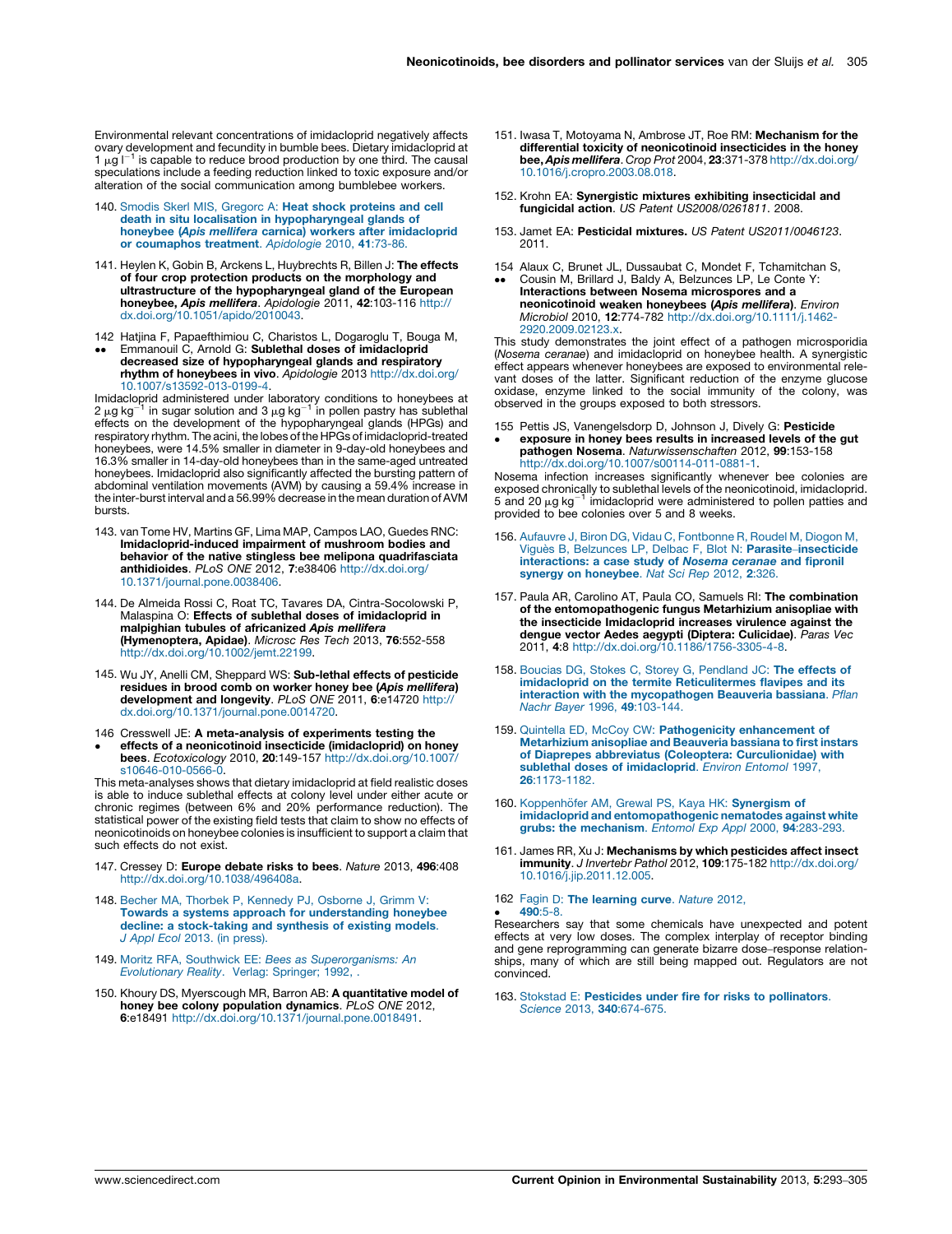Environmental relevant concentrations of imidacloprid negatively affects ovary development and fecundity in bumble bees. Dietary imidacloprid at 1 $\mu g\ l^{-1}$ is capable to reduce brood production by one third. The causal speculations include a feeding reduction linked to toxic exposure and/or alteration of the social communication among bumblebee workers.

140. Smodis Skerl MIS, Gregorc A: **Heat shock proteins and cell death in situ localisation in hypopharyngeal glands of honeybee (*Apis mellifera* carnica) workers after imidacloprid or coumaphos treatment**. *Apidologie* 2010, **41**:73-86.

141. Heylen K, Gobin B, Arckens L, Huybrechts R, Billen J: **The effects of four crop protection products on the morphology and ultrastructure of the hypopharyngeal gland of the European honeybee, *Apis mellifera***. *Apidologie* 2011, **42**:103-116 http://dx.doi.org/10.1051/apido/2010043.

142. •• Hatjina F, Papaefthimiou C, Charistos L, Dogaroglu T, Bouga M, Emmanouil C, Arnold G: **Sublethal doses of imidacloprid decreased size of hypopharyngeal glands and respiratory rhythm of honeybees in vivo**. *Apidologie* 2013 http://dx.doi.org/10.1007/s13592-013-0199-4.

Imidacloprid administered under laboratory conditions to honeybees at 2 $\mu g\ kg^{-1}$ in sugar solution and 3 $\mu g\ kg^{-1}$ in pollen pastry has sublethal effects on the development of the hypopharyngeal glands (HPGs) and respiratory rhythm. The acini, the lobes of the HPGs of imidacloprid-treated honeybees, were 14.5% smaller in diameter in 9-day-old honeybees and 16.3% smaller in 14-day-old honeybees than in the same-aged untreated honeybees. Imidacloprid also significantly affected the bursting pattern of abdominal ventilation movements (AVM) by causing a 59.4% increase in the inter-burst interval and a 56.99% decrease in the mean duration of AVM bursts.

143. van Tome HV, Martins GF, Lima MAP, Campos LAO, Guedes RNC: **Imidacloprid-induced impairment of mushroom bodies and behavior of the native stingless bee melipona quadrifasciata anthidioides**. *PLoS ONE* 2012, **7**:e38406 http://dx.doi.org/10.1371/journal.pone.0038406.

144. De Almeida Rossi C, Roat TC, Tavares DA, Cintra-Socolowski P, Malaspina O: **Effects of sublethal doses of imidacloprid in malpighian tubules of africanized *Apis mellifera* (Hymenoptera, Apidae)**. *Microsc Res Tech* 2013, **76**:552-558 http://dx.doi.org/10.1002/jemt.22199.

145. Wu JY, Anelli CM, Sheppard WS: **Sub-lethal effects of pesticide residues in brood comb on worker honey bee (*Apis mellifera*) development and longevity**. *PLoS ONE* 2011, **6**:e14720 http://dx.doi.org/10.1371/journal.pone.0014720.

146. • Cresswell JE: **A meta-analysis of experiments testing the effects of a neonicotinoid insecticide (imidacloprid) on honey bees**. *Ecotoxicology* 2010, **20**:149-157 http://dx.doi.org/10.1007/s10646-010-0566-0.

This meta-analyses shows that dietary imidacloprid at field realistic doses is able to induce sublethal effects at colony level under either acute or chronic regimes (between 6% and 20% performance reduction). The statistical power of the existing field tests that claim to show no effects of neonicotinoids on honeybee colonies is insufficient to support a claim that such effects do not exist.

147. Cressey D: **Europe debate risks to bees**. *Nature* 2013, **496**:408 http://dx.doi.org/10.1038/496408a.

148. Becher MA, Thorbek P, Kennedy PJ, Osborne J, Grimm V: **Towards a systems approach for understanding honeybee decline: a stock-taking and synthesis of existing models**. *J Appl Ecol* 2013. (in press).

149. Moritz RFA, Southwick EE: *Bees as Superorganisms: An Evolutionary Reality*. Verlag: Springer; 1992, .

150. Khoury DS, Myerscough MR, Barron AB: **A quantitative model of honey bee colony population dynamics**. *PLoS ONE* 2012, **6**:e18491 http://dx.doi.org/10.1371/journal.pone.0018491.

151. Iwasa T, Motoyama N, Ambrose JT, Roe RM: **Mechanism for the differential toxicity of neonicotinoid insecticides in the honey bee, *Apis mellifera***. *Crop Prot* 2004, **23**:371-378 http://dx.doi.org/10.1016/j.cropro.2003.08.018.

152. Krohn EA: **Synergistic mixtures exhibiting insecticidal and fungicidal action**. *US Patent US2008/0261811*. 2008.

153. Jamet EA: **Pesticidal mixtures.** *US Patent US2011/0046123*. 2011.

154. •• Alaux C, Brunet JL, Dussaubat C, Mondet F, Tchamitchan S, Cousin M, Brillard J, Baldy A, Belzunces LP, Le Conte Y: **Interactions between Nosema microspores and a neonicotinoid weaken honeybees (*Apis mellifera*)**. *Environ Microbiol* 2010, **12**:774-782 http://dx.doi.org/10.1111/j.1462-2920.2009.02123.x.

This study demonstrates the joint effect of a pathogen microsporidia (*Nosema ceranae*) and imidacloprid on honeybee health. A synergistic effect appears whenever honeybees are exposed to environmental relevant doses of the latter. Significant reduction of the enzyme glucose oxidase, enzyme linked to the social immunity of the colony, was observed in the groups exposed to both stressors.

155. • Pettis JS, Vanengelsdorp D, Johnson J, Dively G: **Pesticide exposure in honey bees results in increased levels of the gut pathogen Nosema**. *Naturwissenschaften* 2012, **99**:153-158 http://dx.doi.org/10.1007/s00114-011-0881-1.

Nosema infection increases significantly whenever bee colonies are exposed chronically to sublethal levels of the neonicotinoid, imidacloprid. 5 and 20 $\mu g\ kg^{-1}$ imidacloprid were administered to pollen patties and provided to bee colonies over 5 and 8 weeks.

156. Aufauvre J, Biron DG, Vidau C, Fontbonne R, Roudel M, Diogon M, Viguès B, Belzunces LP, Delbac F, Blot N: **Parasite–insecticide interactions: a case study of *Nosema ceranae* and fipronil synergy on honeybee**. *Nat Sci Rep* 2012, **2**:326.

157. Paula AR, Carolino AT, Paula CO, Samuels RI: **The combination of the entomopathogenic fungus Metarhizium anisopliae with the insecticide Imidacloprid increases virulence against the dengue vector Aedes aegypti (Diptera: Culicidae)**. *Paras Vec* 2011, **4**:8 http://dx.doi.org/10.1186/1756-3305-4-8.

158. Boucias DG, Stokes C, Storey G, Pendland JC: **The effects of imidacloprid on the termite Reticulitermes flavipes and its interaction with the mycopathogen Beauveria bassiana**. *Pflan Nachr Bayer* 1996, **49**:103-144.

159. Quintella ED, McCoy CW: **Pathogenicity enhancement of Metarhizium anisopliae and Beauveria bassiana to first instars of Diaprepes abbreviatus (Coleoptera: Curculionidae) with sublethal doses of imidacloprid**. *Environ Entomol* 1997, **26**:1173-1182.

160. Koppenhöfer AM, Grewal PS, Kaya HK: **Synergism of imidacloprid and entomopathogenic nematodes against white grubs: the mechanism**. *Entomol Exp Appl* 2000, **94**:283-293.

161. James RR, Xu J: **Mechanisms by which pesticides affect insect immunity**. *J Invertebr Pathol* 2012, **109**:175-182 http://dx.doi.org/10.1016/j.jip.2011.12.005.

162. • Fagin D: **The learning curve**. *Nature* 2012, **490**:5-8.

Researchers say that some chemicals have unexpected and potent effects at very low doses. The complex interplay of receptor binding and gene reprogramming can generate bizarre dose–response relationships, many of which are still being mapped out. Regulators are not convinced.

163. Stokstad E: **Pesticides under fire for risks to pollinators**. *Science* 2013, **340**:674-675.